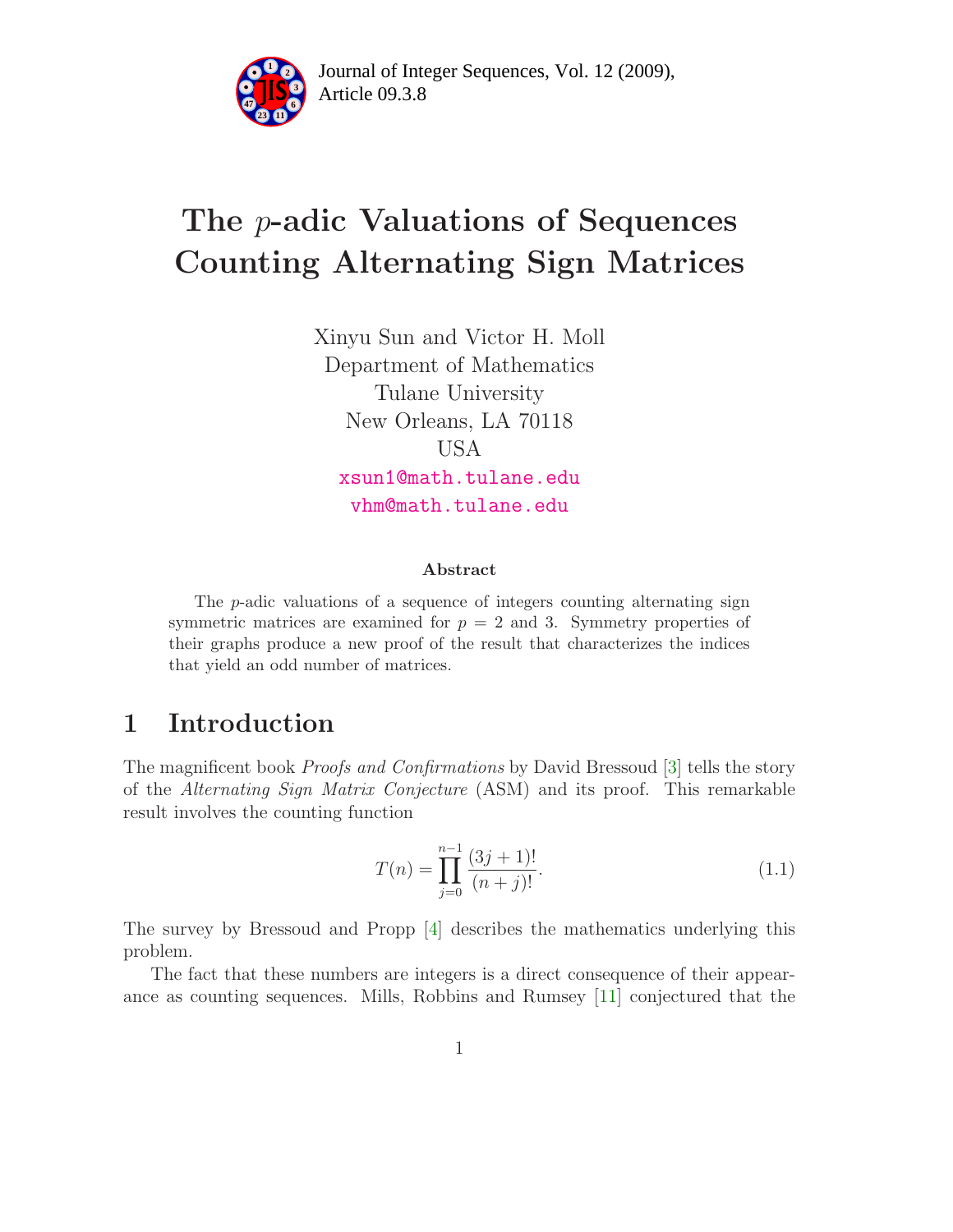# The $p$-adic Valuations of Sequences Counting Alternating Sign Matrices

Xinyu Sun and Victor H. Moll
Department of Mathematics
Tulane University
New Orleans, LA 70118
USA
xsun1@math.tulane.edu
vhm@math.tulane.edu

### Abstract

The $p$-adic valuations of a sequence of integers counting alternating sign symmetric matrices are examined for $p = 2$ and 3. Symmetry properties of their graphs produce a new proof of the result that characterizes the indices that yield an odd number of matrices.

## 1 Introduction

The magnificent book *Proofs and Confirmations* by David Bressoud [3] tells the story of the *Alternating Sign Matrix Conjecture* (ASM) and its proof. This remarkable result involves the counting function

$$T(n) = \prod_{j=0}^{n-1} \frac{(3j+1)!}{(n+j)!}. \tag{1.1}$$

The survey by Bressoud and Propp [4] describes the mathematics underlying this problem.

The fact that these numbers are integers is a direct consequence of their appearance as counting sequences. Mills, Robbins and Rumsey [11] conjectured that the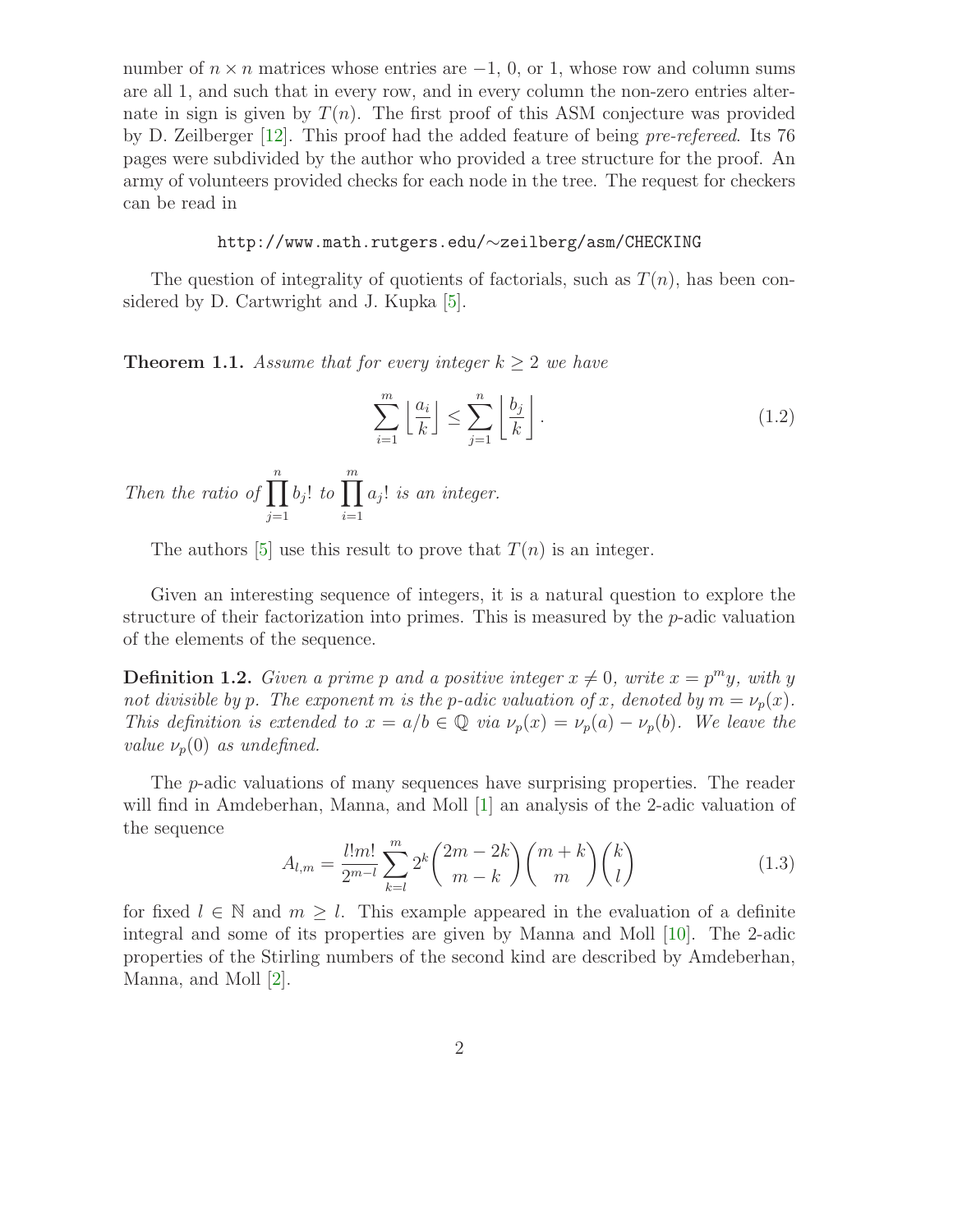number of $n \times n$ matrices whose entries are $-1$, 0, or 1, whose row and column sums are all 1, and such that in every row, and in every column the non-zero entries alternate in sign is given by $T(n)$. The first proof of this ASM conjecture was provided by D. Zeilberger [12]. This proof had the added feature of being *pre-refereed*. Its 76 pages were subdivided by the author who provided a tree structure for the proof. An army of volunteers provided checks for each node in the tree. The request for checkers can be read in

http://www.math.rutgers.edu/∼zeilberg/asm/CHECKING

The question of integrality of quotients of factorials, such as $T(n)$, has been considered by D. Cartwright and J. Kupka [5].

**Theorem 1.1.** *Assume that for every integer $k \geq 2$ we have*

$$\sum_{i=1}^{m} \left\lfloor \frac{a_i}{k} \right\rfloor \leq \sum_{j=1}^{n} \left\lfloor \frac{b_j}{k} \right\rfloor . \tag{1.2}$$

*Then the ratio of $\prod_{j=1}^{n} b_j!$ to $\prod_{i=1}^{m} a_j!$ is an integer.*

The authors [5] use this result to prove that $T(n)$ is an integer.

Given an interesting sequence of integers, it is a natural question to explore the structure of their factorization into primes. This is measured by the $p$-adic valuation of the elements of the sequence.

**Definition 1.2.** *Given a prime $p$ and a positive integer $x \neq 0$, write $x = p^m y$, with $y$ not divisible by $p$. The exponent $m$ is the $p$-adic valuation of $x$, denoted by $m = \nu_p(x)$. This definition is extended to $x = a/b \in \mathbb{Q}$ via $\nu_p(x) = \nu_p(a) - \nu_p(b)$. We leave the value $\nu_p(0)$ as undefined.*

The $p$-adic valuations of many sequences have surprising properties. The reader will find in Amdeberhan, Manna, and Moll [1] an analysis of the 2-adic valuation of the sequence

$$A_{l,m} = \frac{l!m!}{2^{m-l}} \sum_{k=l}^{m} 2^k \binom{2m-2k}{m-k} \binom{m+k}{m} \binom{k}{l} \tag{1.3}$$

for fixed $l \in \mathbb{N}$ and $m \geq l$. This example appeared in the evaluation of a definite integral and some of its properties are given by Manna and Moll [10]. The 2-adic properties of the Stirling numbers of the second kind are described by Amdeberhan, Manna, and Moll [2].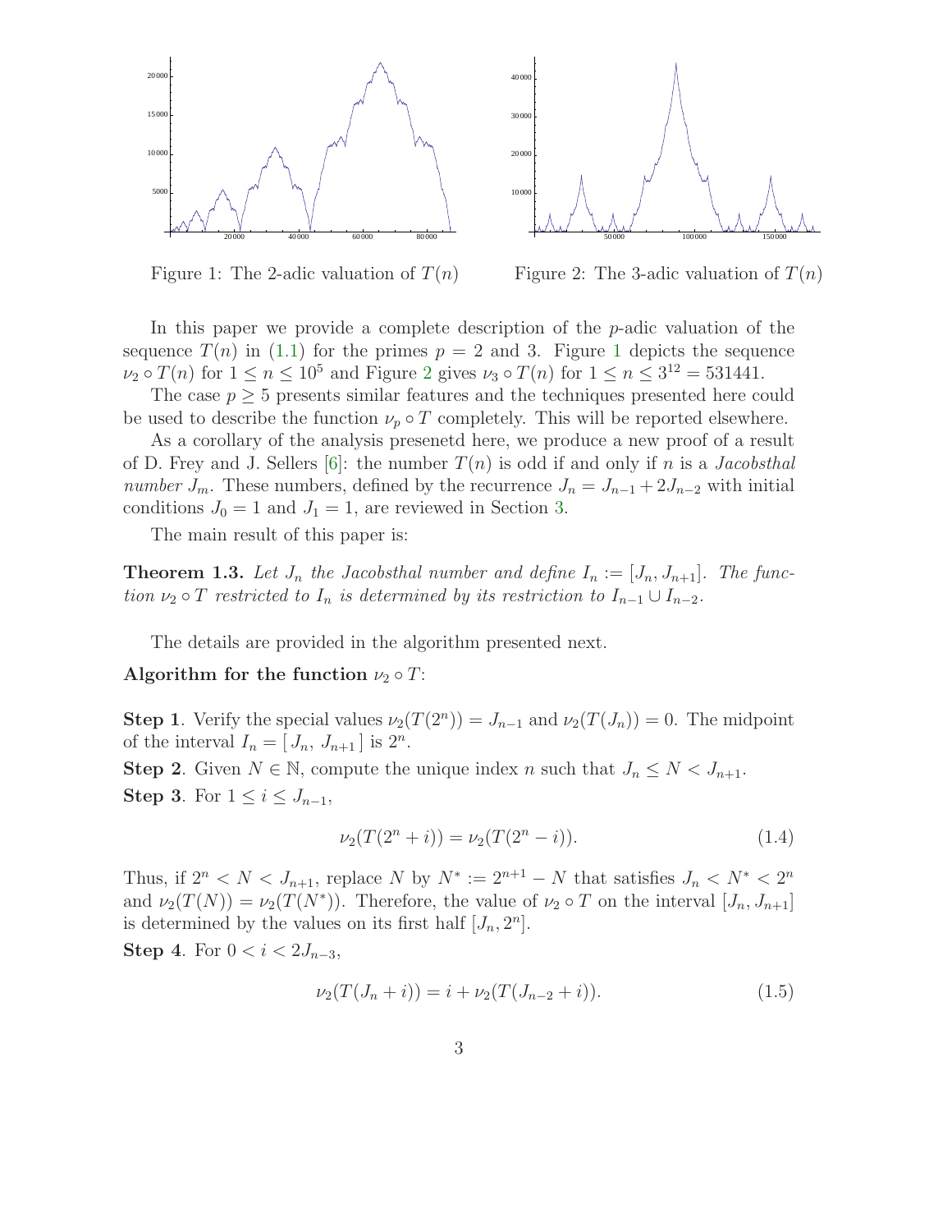Figure 1: The 2-adic valuation of $T(n)$

Figure 2: The 3-adic valuation of $T(n)$

In this paper we provide a complete description of the $p$-adic valuation of the sequence $T(n)$ in (1.1) for the primes $p = 2$ and 3. Figure 1 depicts the sequence $\nu_2 \circ T(n)$ for $1 \leq n \leq 10^5$ and Figure 2 gives $\nu_3 \circ T(n)$ for $1 \leq n \leq 3^{12} = 531441$.

The case $p \geq 5$ presents similar features and the techniques presented here could be used to describe the function $\nu_p \circ T$ completely. This will be reported elsewhere.

As a corollary of the analysis presenetd here, we produce a new proof of a result of D. Frey and J. Sellers [6]: the number $T(n)$ is odd if and only if $n$ is a *Jacobsthal number* $J_m$. These numbers, defined by the recurrence $J_n = J_{n-1} + 2J_{n-2}$ with initial conditions $J_0 = 1$ and $J_1 = 1$, are reviewed in Section 3.

The main result of this paper is:

**Theorem 1.3.** *Let $J_n$ the Jacobsthal number and define $I_n := [J_n, J_{n+1}]$. The function $\nu_2 \circ T$ restricted to $I_n$ is determined by its restriction to $I_{n-1} \cup I_{n-2}$.*

The details are provided in the algorithm presented next.

**Algorithm for the function $\nu_2 \circ T$:**

**Step 1**. Verify the special values $\nu_2(T(2^n)) = J_{n-1}$ and $\nu_2(T(J_n)) = 0$. The midpoint of the interval $I_n = [\, J_n,\, J_{n+1}\,]$ is $2^n$.

**Step 2**. Given $N \in \mathbb{N}$, compute the unique index $n$ such that $J_n \leq N < J_{n+1}$.

**Step 3**. For $1 \leq i \leq J_{n-1}$,

$$\nu_2(T(2^n + i)) = \nu_2(T(2^n - i)). \tag{1.4}$$

Thus, if $2^n < N < J_{n+1}$, replace $N$ by $N^* := 2^{n+1} - N$ that satisfies $J_n < N^* < 2^n$ and $\nu_2(T(N)) = \nu_2(T(N^*))$. Therefore, the value of $\nu_2 \circ T$ on the interval $[J_n, J_{n+1}]$ is determined by the values on its first half $[J_n, 2^n]$.

**Step 4**. For $0 < i < 2J_{n-3}$,

$$\nu_2(T(J_n + i)) = i + \nu_2(T(J_{n-2} + i)). \tag{1.5}$$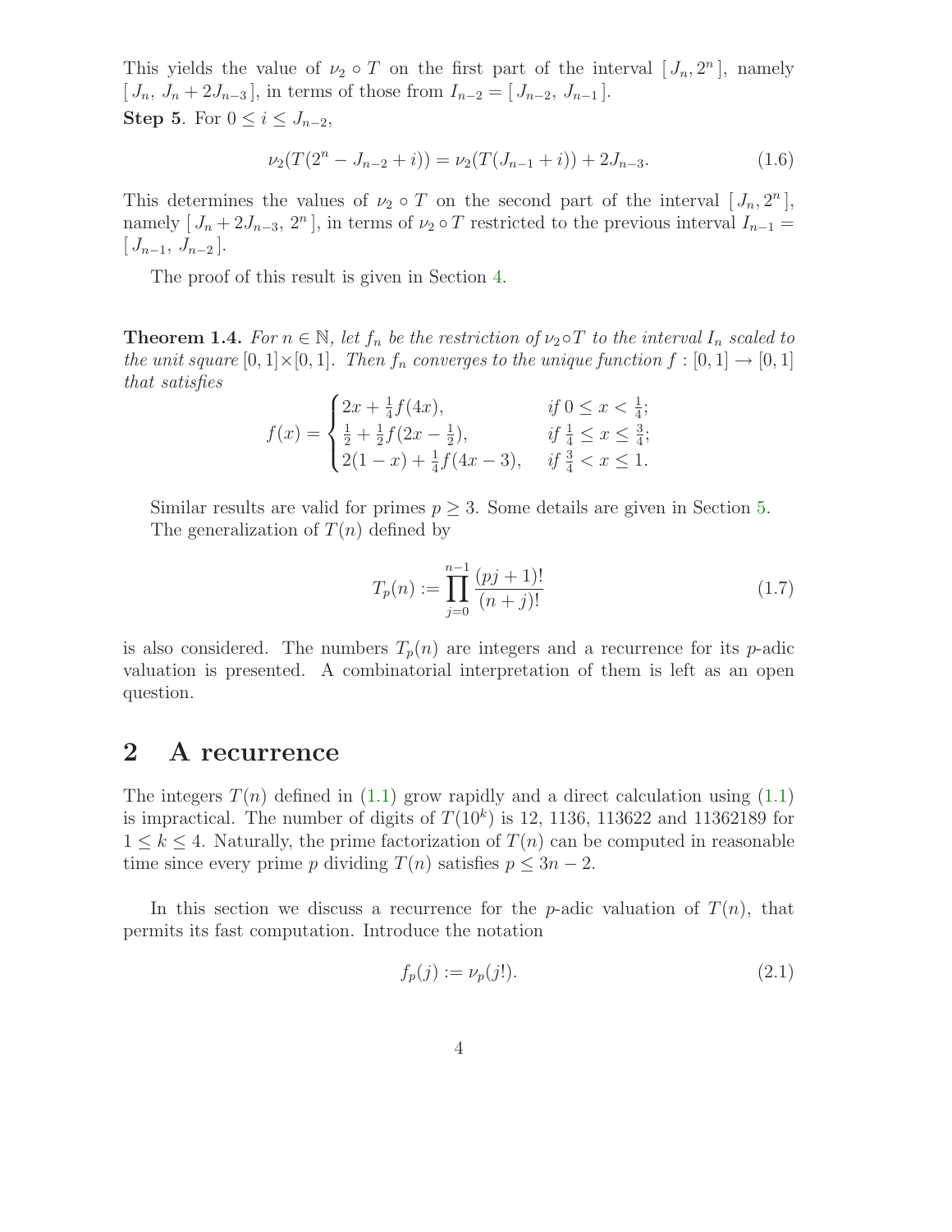This yields the value of $\nu_2 \circ T$ on the first part of the interval $[\, J_n, 2^n\,]$, namely $[\, J_n,\, J_n + 2J_{n-3}\,]$, in terms of those from $I_{n-2} = [\, J_{n-2},\, J_{n-1}\,]$.

**Step 5**. For $0 \leq i \leq J_{n-2}$,

$$\nu_2(T(2^n - J_{n-2} + i)) = \nu_2(T(J_{n-1} + i)) + 2J_{n-3}. \tag{1.6}$$

This determines the values of $\nu_2 \circ T$ on the second part of the interval $[\, J_n, 2^n\,]$, namely $[\, J_n + 2J_{n-3},\, 2^n\,]$, in terms of $\nu_2 \circ T$ restricted to the previous interval $I_{n-1} = [\, J_{n-1},\, J_{n-2}\,]$.

The proof of this result is given in Section 4.

**Theorem 1.4.** *For $n \in \mathbb{N}$, let $f_n$ be the restriction of $\nu_2 \circ T$ to the interval $I_n$ scaled to the unit square $[0,1] \times [0,1]$. Then $f_n$ converges to the unique function $f : [0,1] \to [0,1]$ that satisfies*

$$f(x) = \begin{cases} 2x + \frac{1}{4} f(4x), & \text{if } 0 \leq x < \frac{1}{4}; \\ \frac{1}{2} + \frac{1}{2} f(2x - \frac{1}{2}), & \text{if } \frac{1}{4} \leq x \leq \frac{3}{4}; \\ 2(1-x) + \frac{1}{4} f(4x - 3), & \text{if } \frac{3}{4} < x \leq 1. \end{cases}$$

Similar results are valid for primes $p \geq 3$. Some details are given in Section 5.

The generalization of $T(n)$ defined by

$$T_p(n) := \prod_{j=0}^{n-1} \frac{(pj+1)!}{(n+j)!} \tag{1.7}$$

is also considered. The numbers $T_p(n)$ are integers and a recurrence for its $p$-adic valuation is presented. A combinatorial interpretation of them is left as an open question.

## 2 A recurrence

The integers $T(n)$ defined in (1.1) grow rapidly and a direct calculation using (1.1) is impractical. The number of digits of $T(10^k)$ is 12, 1136, 113622 and 11362189 for $1 \leq k \leq 4$. Naturally, the prime factorization of $T(n)$ can be computed in reasonable time since every prime $p$ dividing $T(n)$ satisfies $p \leq 3n - 2$.

In this section we discuss a recurrence for the $p$-adic valuation of $T(n)$, that permits its fast computation. Introduce the notation

$$f_p(j) := \nu_p(j!). \tag{2.1}$$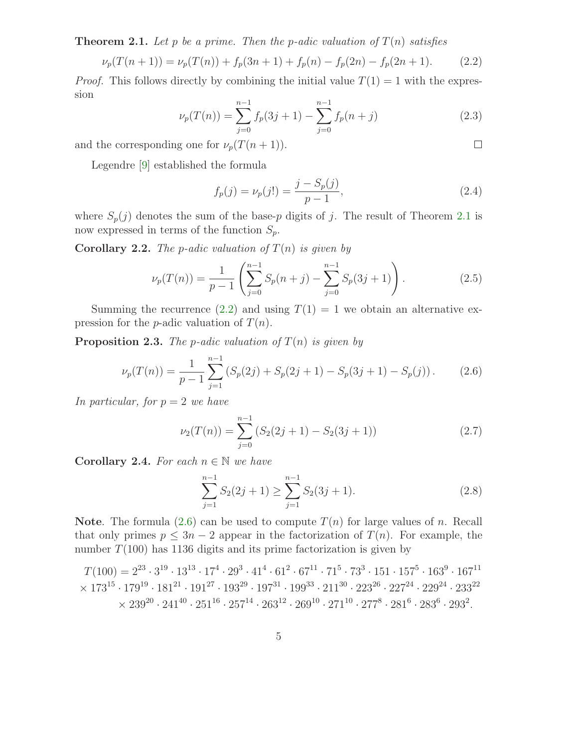**Theorem 2.1.** *Let $p$ be a prime. Then the $p$-adic valuation of $T(n)$ satisfies*

$$\nu_p(T(n+1)) = \nu_p(T(n)) + f_p(3n+1) + f_p(n) - f_p(2n) - f_p(2n+1). \tag{2.2}$$

*Proof.* This follows directly by combining the initial value $T(1) = 1$ with the expression

$$\nu_p(T(n)) = \sum_{j=0}^{n-1} f_p(3j+1) - \sum_{j=0}^{n-1} f_p(n+j) \tag{2.3}$$

and the corresponding one for $\nu_p(T(n+1))$. □

Legendre [9] established the formula

$$f_p(j) = \nu_p(j!) = \frac{j - S_p(j)}{p-1}, \tag{2.4}$$

where $S_p(j)$ denotes the sum of the base-$p$ digits of $j$. The result of Theorem 2.1 is now expressed in terms of the function $S_p$.

**Corollary 2.2.** *The $p$-adic valuation of $T(n)$ is given by*

$$\nu_p(T(n)) = \frac{1}{p-1}\left( \sum_{j=0}^{n-1} S_p(n+j) - \sum_{j=0}^{n-1} S_p(3j+1) \right). \tag{2.5}$$

Summing the recurrence (2.2) and using $T(1) = 1$ we obtain an alternative expression for the $p$-adic valuation of $T(n)$.

**Proposition 2.3.** *The $p$-adic valuation of $T(n)$ is given by*

$$\nu_p(T(n)) = \frac{1}{p-1} \sum_{j=1}^{n-1} \left( S_p(2j) + S_p(2j+1) - S_p(3j+1) - S_p(j) \right). \tag{2.6}$$

*In particular, for $p = 2$ we have*

$$\nu_2(T(n)) = \sum_{j=0}^{n-1} \left( S_2(2j+1) - S_2(3j+1) \right) \tag{2.7}$$

**Corollary 2.4.** *For each $n \in \mathbb{N}$ we have*

$$\sum_{j=1}^{n-1} S_2(2j+1) \geq \sum_{j=1}^{n-1} S_2(3j+1). \tag{2.8}$$

**Note**. The formula (2.6) can be used to compute $T(n)$ for large values of $n$. Recall that only primes $p \leq 3n-2$ appear in the factorization of $T(n)$. For example, the number $T(100)$ has 1136 digits and its prime factorization is given by

$$\begin{aligned} T(100) = {} & 2^{23} \cdot 3^{19} \cdot 13^{13} \cdot 17^{4} \cdot 29^{3} \cdot 41^{4} \cdot 61^{2} \cdot 67^{11} \cdot 71^{5} \cdot 73^{3} \cdot 151 \cdot 157^{5} \cdot 163^{9} \cdot 167^{11} \\ & \times 173^{15} \cdot 179^{19} \cdot 181^{21} \cdot 191^{27} \cdot 193^{29} \cdot 197^{31} \cdot 199^{33} \cdot 211^{30} \cdot 223^{26} \cdot 227^{24} \cdot 229^{24} \cdot 233^{22} \\ & \times 239^{20} \cdot 241^{40} \cdot 251^{16} \cdot 257^{14} \cdot 263^{12} \cdot 269^{10} \cdot 271^{10} \cdot 277^{8} \cdot 281^{6} \cdot 283^{6} \cdot 293^{2}. \end{aligned}$$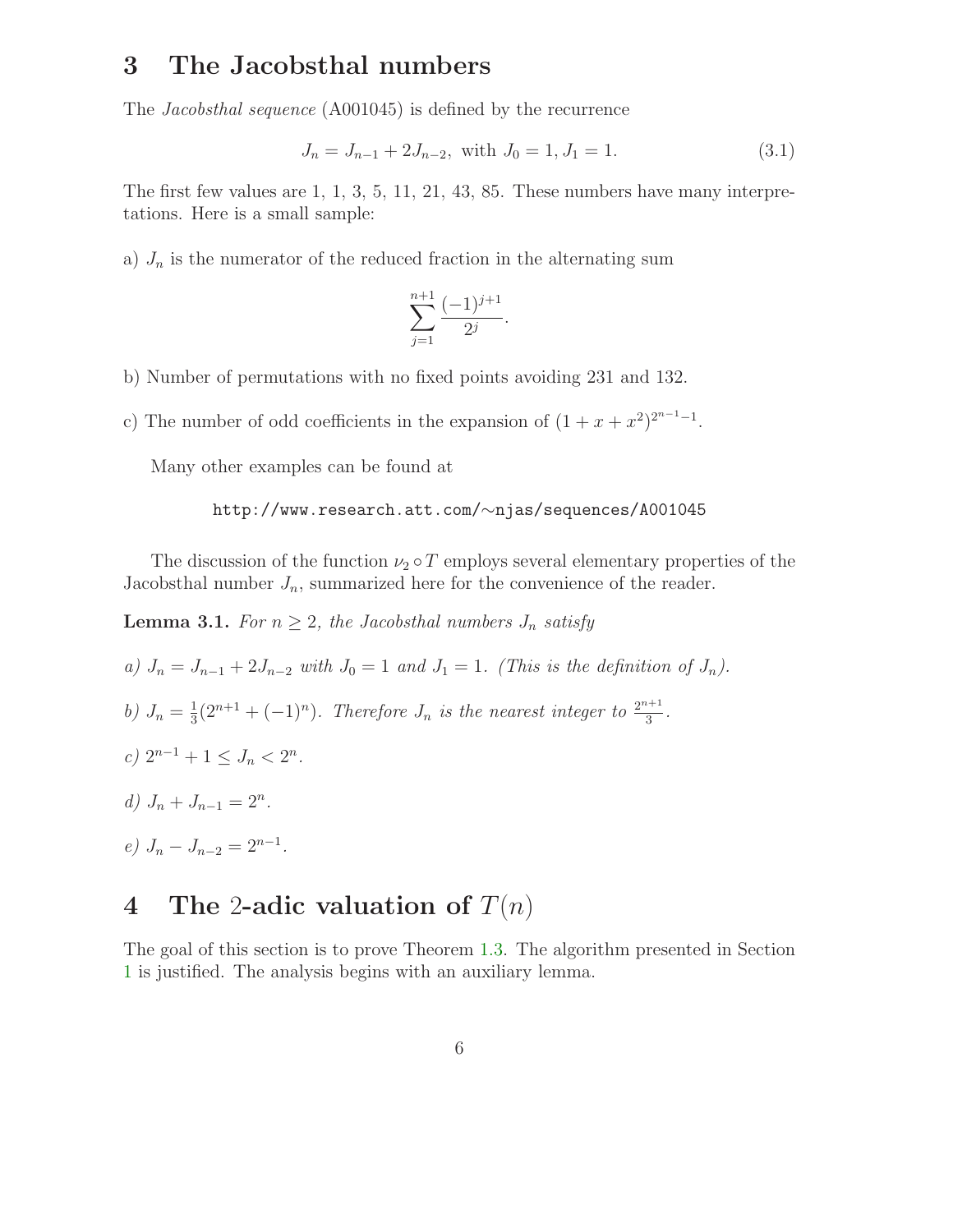## 3 The Jacobsthal numbers

The *Jacobsthal sequence* (A001045) is defined by the recurrence

$$J_n = J_{n-1} + 2J_{n-2}, \text{ with } J_0 = 1, J_1 = 1. \tag{3.1}$$

The first few values are 1, 1, 3, 5, 11, 21, 43, 85. These numbers have many interpretations. Here is a small sample:

a) $J_n$ is the numerator of the reduced fraction in the alternating sum

$$\sum_{j=1}^{n+1} \frac{(-1)^{j+1}}{2^j}.$$

b) Number of permutations with no fixed points avoiding 231 and 132.

c) The number of odd coefficients in the expansion of $(1 + x + x^2)^{2^{n-1}-1}$.

Many other examples can be found at

http://www.research.att.com/∼njas/sequences/A001045

The discussion of the function $\nu_2 \circ T$ employs several elementary properties of the Jacobsthal number $J_n$, summarized here for the convenience of the reader.

**Lemma 3.1.** *For $n \geq 2$, the Jacobsthal numbers $J_n$ satisfy*

*a) $J_n = J_{n-1} + 2J_{n-2}$ with $J_0 = 1$ and $J_1 = 1$. (This is the definition of $J_n$).*

*b) $J_n = \frac{1}{3}(2^{n+1} + (-1)^n)$. Therefore $J_n$ is the nearest integer to $\frac{2^{n+1}}{3}$.*

*c) $2^{n-1} + 1 \leq J_n < 2^n$.*

*d) $J_n + J_{n-1} = 2^n$.*

*e) $J_n - J_{n-2} = 2^{n-1}$.*

## 4 The 2-adic valuation of $T(n)$

The goal of this section is to prove Theorem 1.3. The algorithm presented in Section 1 is justified. The analysis begins with an auxiliary lemma.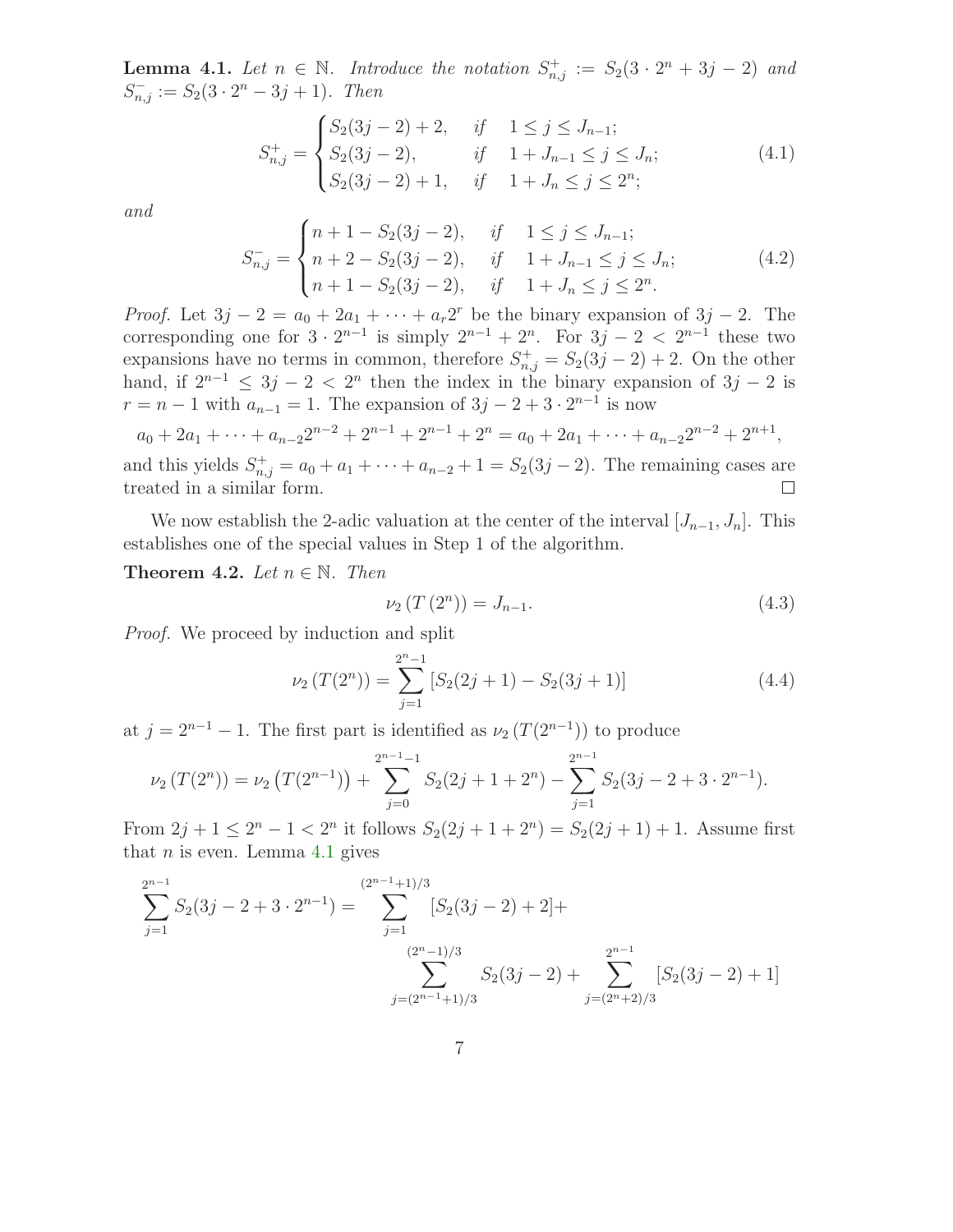**Lemma 4.1.** *Let $n \in \mathbb{N}$. Introduce the notation $S^+_{n,j} := S_2(3 \cdot 2^n + 3j - 2)$ and $S^-_{n,j} := S_2(3 \cdot 2^n - 3j + 1)$. Then*

$$S^+_{n,j} = \begin{cases} S_2(3j-2)+2, & \text{if} \quad 1 \leq j \leq J_{n-1}; \\ S_2(3j-2), & \text{if} \quad 1+J_{n-1} \leq j \leq J_n; \\ S_2(3j-2)+1, & \text{if} \quad 1+J_n \leq j \leq 2^n; \end{cases} \tag{4.1}$$

*and*

$$S^-_{n,j} = \begin{cases} n+1-S_2(3j-2), & \text{if} \quad 1 \leq j \leq J_{n-1}; \\ n+2-S_2(3j-2), & \text{if} \quad 1+J_{n-1} \leq j \leq J_n; \\ n+1-S_2(3j-2), & \text{if} \quad 1+J_n \leq j \leq 2^n. \end{cases} \tag{4.2}$$

*Proof.* Let $3j-2 = a_0 + 2a_1 + \cdots + a_r 2^r$ be the binary expansion of $3j-2$. The corresponding one for $3 \cdot 2^{n-1}$ is simply $2^{n-1} + 2^n$. For $3j - 2 < 2^{n-1}$ these two expansions have no terms in common, therefore $S^+_{n,j} = S_2(3j-2)+2$. On the other hand, if $2^{n-1} \leq 3j-2 < 2^n$ then the index in the binary expansion of $3j-2$ is $r = n-1$ with $a_{n-1} = 1$. The expansion of $3j - 2 + 3 \cdot 2^{n-1}$ is now

$$a_0 + 2a_1 + \cdots + a_{n-2}2^{n-2} + 2^{n-1} + 2^{n-1} + 2^n = a_0 + 2a_1 + \cdots + a_{n-2}2^{n-2} + 2^{n+1},$$

and this yields $S^+_{n,j} = a_0 + a_1 + \cdots + a_{n-2} + 1 = S_2(3j-2)$. The remaining cases are treated in a similar form. $\square$

We now establish the 2-adic valuation at the center of the interval $[J_{n-1}, J_n]$. This establishes one of the special values in Step 1 of the algorithm.

**Theorem 4.2.** *Let $n \in \mathbb{N}$. Then*

$$\nu_2\left(T\left(2^n\right)\right) = J_{n-1}. \tag{4.3}$$

*Proof.* We proceed by induction and split

$$\nu_2\left(T(2^n)\right) = \sum_{j=1}^{2^n-1} \left[S_2(2j+1) - S_2(3j+1)\right] \tag{4.4}$$

at $j = 2^{n-1}-1$. The first part is identified as $\nu_2\left(T(2^{n-1})\right)$ to produce

$$\nu_2\left(T(2^n)\right) = \nu_2\left(T(2^{n-1})\right) + \sum_{j=0}^{2^{n-1}-1} S_2(2j+1+2^n) - \sum_{j=1}^{2^{n-1}} S_2(3j-2+3\cdot 2^{n-1}).$$

From $2j+1 \leq 2^n - 1 < 2^n$ it follows $S_2(2j+1+2^n) = S_2(2j+1)+1$. Assume first that $n$ is even. Lemma 4.1 gives

$$\sum_{j=1}^{2^{n-1}} S_2(3j-2+3\cdot 2^{n-1}) = \sum_{j=1}^{(2^{n-1}+1)/3} \left[S_2(3j-2)+2\right] + \sum_{j=(2^{n-1}+1)/3}^{(2^n-1)/3} S_2(3j-2) + \sum_{j=(2^n+2)/3}^{2^{n-1}} \left[S_2(3j-2)+1\right]$$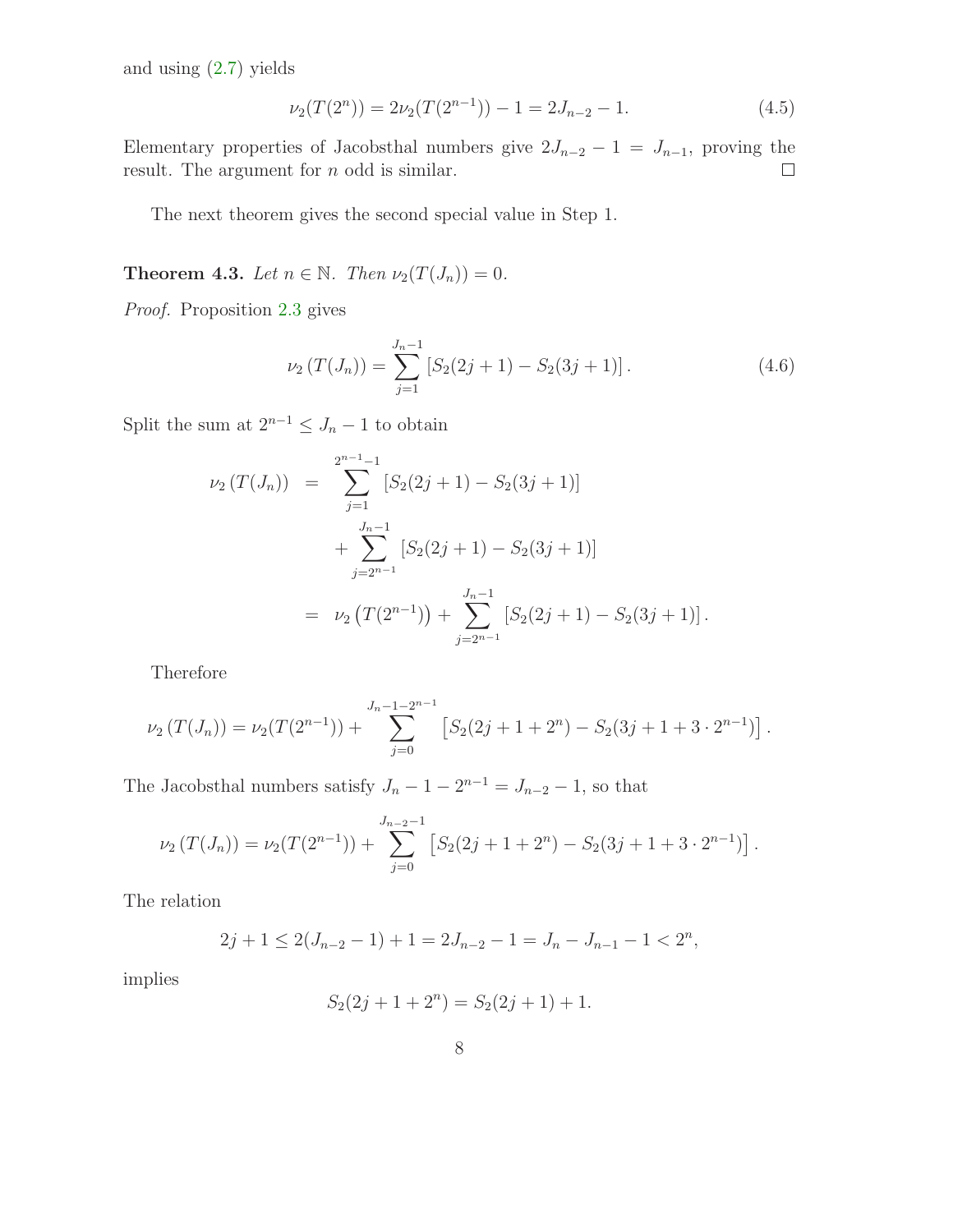and using (2.7) yields

$$\nu_2(T(2^n)) = 2\nu_2(T(2^{n-1})) - 1 = 2J_{n-2} - 1. \tag{4.5}$$

Elementary properties of Jacobsthal numbers give $2J_{n-2} - 1 = J_{n-1}$, proving the result. The argument for $n$ odd is similar. ☐

The next theorem gives the second special value in Step 1.

**Theorem 4.3.** *Let $n \in \mathbb{N}$. Then $\nu_2(T(J_n)) = 0$.*

*Proof.* Proposition 2.3 gives

$$\nu_2\left(T(J_n)\right) = \sum_{j=1}^{J_n - 1} \left[S_2(2j+1) - S_2(3j+1)\right]. \tag{4.6}$$

Split the sum at $2^{n-1} \leq J_n - 1$ to obtain

$$\begin{aligned}
\nu_2\left(T(J_n)\right) &= \sum_{j=1}^{2^{n-1}-1} \left[S_2(2j+1) - S_2(3j+1)\right] \\
&\quad + \sum_{j=2^{n-1}}^{J_n - 1} \left[S_2(2j+1) - S_2(3j+1)\right] \\
&= \nu_2\left(T(2^{n-1})\right) + \sum_{j=2^{n-1}}^{J_n - 1} \left[S_2(2j+1) - S_2(3j+1)\right].
\end{aligned}$$

Therefore

$$\nu_2\left(T(J_n)\right) = \nu_2(T(2^{n-1})) + \sum_{j=0}^{J_n - 1 - 2^{n-1}} \left[S_2(2j+1+2^n) - S_2(3j+1+3\cdot 2^{n-1})\right].$$

The Jacobsthal numbers satisfy $J_n - 1 - 2^{n-1} = J_{n-2} - 1$, so that

$$\nu_2\left(T(J_n)\right) = \nu_2(T(2^{n-1})) + \sum_{j=0}^{J_{n-2} - 1} \left[S_2(2j+1+2^n) - S_2(3j+1+3\cdot 2^{n-1})\right].$$

The relation

$$2j+1 \leq 2(J_{n-2} - 1) + 1 = 2J_{n-2} - 1 = J_n - J_{n-1} - 1 < 2^n,$$

implies

$$S_2(2j+1+2^n) = S_2(2j+1) + 1.$$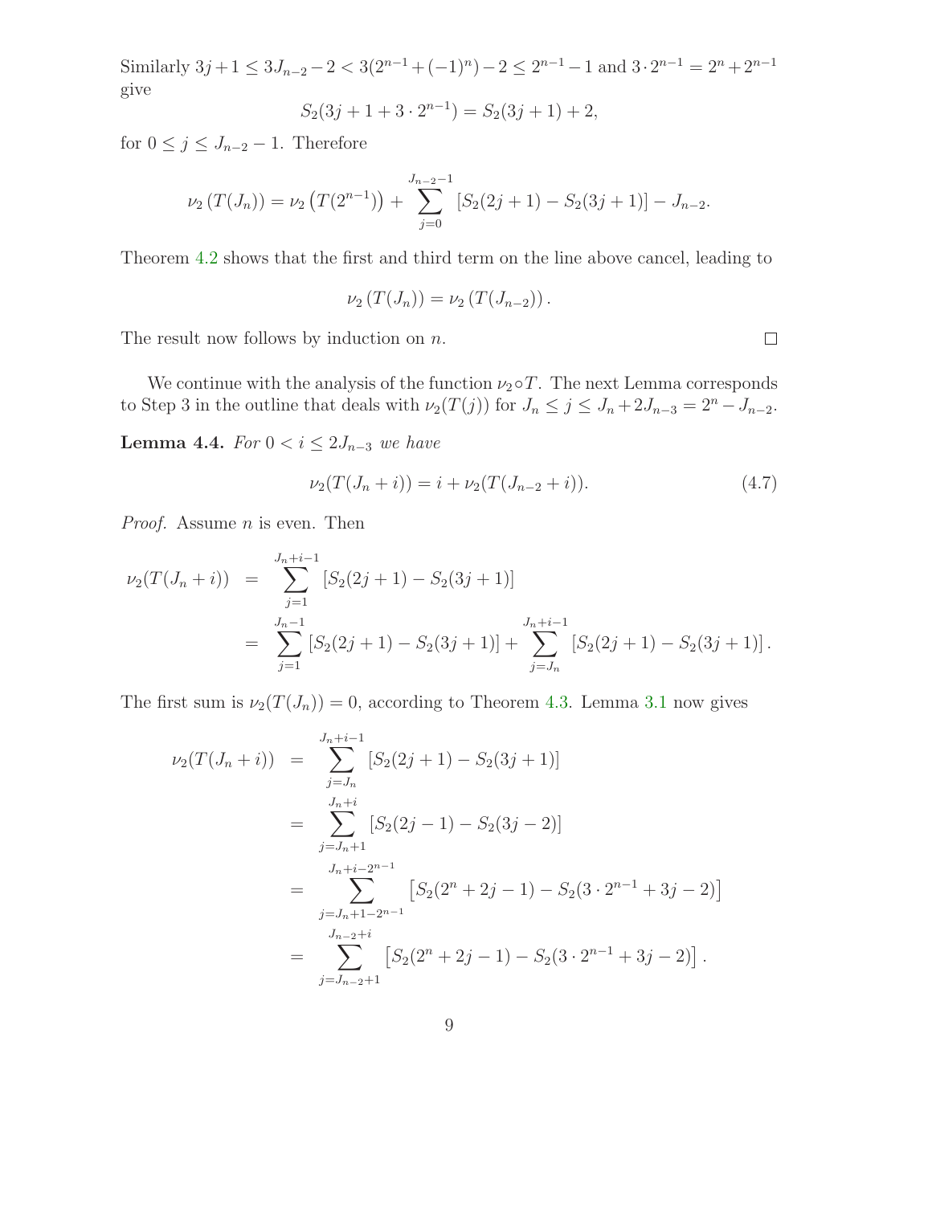Similarly $3j+1 \leq 3J_{n-2} - 2 < 3(2^{n-1} + (-1)^n) - 2 \leq 2^{n-1} - 1$ and $3 \cdot 2^{n-1} = 2^n + 2^{n-1}$ give

$$S_2(3j+1+3\cdot 2^{n-1}) = S_2(3j+1) + 2,$$

for $0 \leq j \leq J_{n-2} - 1$. Therefore

$$\nu_2\left(T(J_n)\right) = \nu_2\left(T(2^{n-1})\right) + \sum_{j=0}^{J_{n-2}-1} \left[S_2(2j+1) - S_2(3j+1)\right] - J_{n-2}.$$

Theorem 4.2 shows that the first and third term on the line above cancel, leading to

$$\nu_2\left(T(J_n)\right) = \nu_2\left(T(J_{n-2})\right).$$

The result now follows by induction on $n$. $\square$

We continue with the analysis of the function $\nu_2 \circ T$. The next Lemma corresponds to Step 3 in the outline that deals with $\nu_2(T(j))$ for $J_n \leq j \leq J_n + 2J_{n-3} = 2^n - J_{n-2}$.

**Lemma 4.4.** *For $0 < i \leq 2J_{n-3}$ we have*

$$\nu_2(T(J_n+i)) = i + \nu_2(T(J_{n-2}+i)). \tag{4.7}$$

*Proof.* Assume $n$ is even. Then

$$\begin{aligned}
\nu_2(T(J_n+i)) &= \sum_{j=1}^{J_n+i-1} \left[S_2(2j+1) - S_2(3j+1)\right] \\
&= \sum_{j=1}^{J_n-1} \left[S_2(2j+1) - S_2(3j+1)\right] + \sum_{j=J_n}^{J_n+i-1} \left[S_2(2j+1) - S_2(3j+1)\right].
\end{aligned}$$

The first sum is $\nu_2(T(J_n)) = 0$, according to Theorem 4.3. Lemma 3.1 now gives

$$\begin{aligned}
\nu_2(T(J_n+i)) &= \sum_{j=J_n}^{J_n+i-1} \left[S_2(2j+1) - S_2(3j+1)\right] \\
&= \sum_{j=J_n+1}^{J_n+i} \left[S_2(2j-1) - S_2(3j-2)\right] \\
&= \sum_{j=J_n+1-2^{n-1}}^{J_n+i-2^{n-1}} \left[S_2(2^n+2j-1) - S_2(3\cdot 2^{n-1}+3j-2)\right] \\
&= \sum_{j=J_{n-2}+1}^{J_{n-2}+i} \left[S_2(2^n+2j-1) - S_2(3\cdot 2^{n-1}+3j-2)\right].
\end{aligned}$$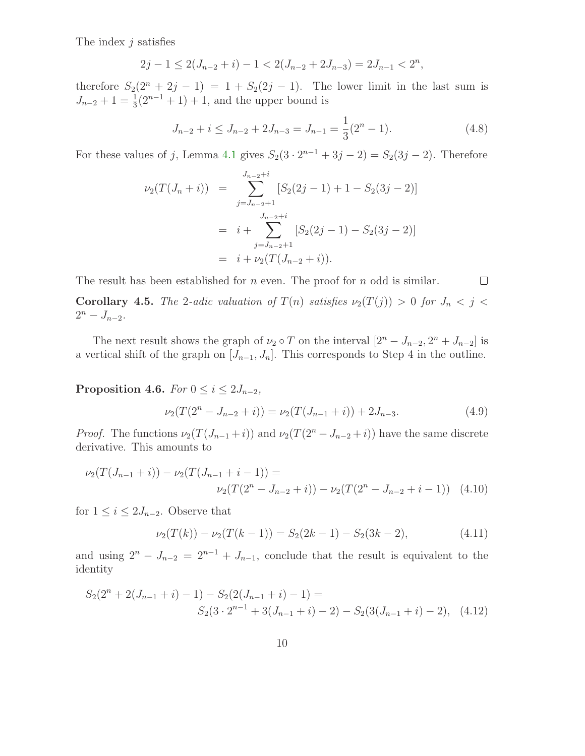The index $j$ satisfies

$$2j - 1 \leq 2(J_{n-2} + i) - 1 < 2(J_{n-2} + 2J_{n-3}) = 2J_{n-1} < 2^n,$$

therefore $S_2(2^n + 2j - 1) = 1 + S_2(2j - 1)$. The lower limit in the last sum is $J_{n-2} + 1 = \frac{1}{3}(2^{n-1} + 1) + 1$, and the upper bound is

$$J_{n-2} + i \leq J_{n-2} + 2J_{n-3} = J_{n-1} = \frac{1}{3}(2^n - 1). \tag{4.8}$$

For these values of $j$, Lemma 4.1 gives $S_2(3 \cdot 2^{n-1} + 3j - 2) = S_2(3j - 2)$. Therefore

$$\begin{aligned}
\nu_2(T(J_n + i)) &= \sum_{j=J_{n-2}+1}^{J_{n-2}+i} [S_2(2j - 1) + 1 - S_2(3j - 2)] \\
&= i + \sum_{j=J_{n-2}+1}^{J_{n-2}+i} [S_2(2j - 1) - S_2(3j - 2)] \\
&= i + \nu_2(T(J_{n-2} + i)).
\end{aligned}$$

The result has been established for $n$ even. The proof for $n$ odd is similar. $\square$

**Corollary 4.5.** *The 2-adic valuation of $T(n)$ satisfies $\nu_2(T(j)) > 0$ for $J_n < j < 2^n - J_{n-2}$.*

The next result shows the graph of $\nu_2 \circ T$ on the interval $[2^n - J_{n-2}, 2^n + J_{n-2}]$ is a vertical shift of the graph on $[J_{n-1}, J_n]$. This corresponds to Step 4 in the outline.

**Proposition 4.6.** *For $0 \leq i \leq 2J_{n-2}$,*

$$\nu_2(T(2^n - J_{n-2} + i)) = \nu_2(T(J_{n-1} + i)) + 2J_{n-3}. \tag{4.9}$$

*Proof.* The functions $\nu_2(T(J_{n-1} + i))$ and $\nu_2(T(2^n - J_{n-2} + i))$ have the same discrete derivative. This amounts to

$$\nu_2(T(J_{n-1} + i)) - \nu_2(T(J_{n-1} + i - 1)) = \\ \nu_2(T(2^n - J_{n-2} + i)) - \nu_2(T(2^n - J_{n-2} + i - 1)) \tag{4.10}$$

for $1 \leq i \leq 2J_{n-2}$. Observe that

$$\nu_2(T(k)) - \nu_2(T(k - 1)) = S_2(2k - 1) - S_2(3k - 2), \tag{4.11}$$

and using $2^n - J_{n-2} = 2^{n-1} + J_{n-1}$, conclude that the result is equivalent to the identity

$$S_2(2^n + 2(J_{n-1} + i) - 1) - S_2(2(J_{n-1} + i) - 1) = \\ S_2(3 \cdot 2^{n-1} + 3(J_{n-1} + i) - 2) - S_2(3(J_{n-1} + i) - 2), \tag{4.12}$$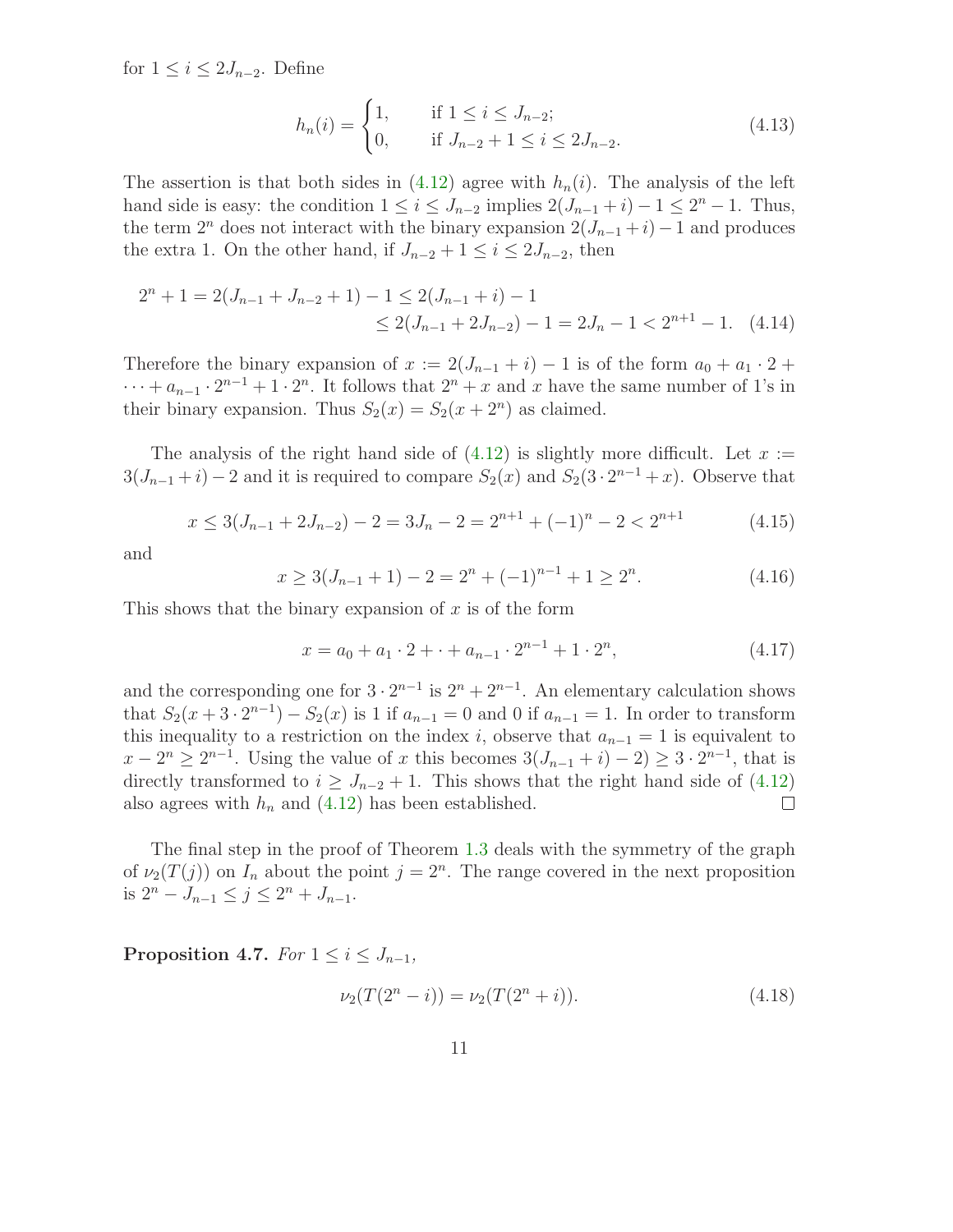for $1 \leq i \leq 2J_{n-2}$. Define

$$h_n(i) = \begin{cases} 1, & \text{if } 1 \leq i \leq J_{n-2}; \\ 0, & \text{if } J_{n-2}+1 \leq i \leq 2J_{n-2}. \end{cases} \tag{4.13}$$

The assertion is that both sides in (4.12) agree with $h_n(i)$. The analysis of the left hand side is easy: the condition $1 \leq i \leq J_{n-2}$ implies $2(J_{n-1}+i)-1 \leq 2^n - 1$. Thus, the term $2^n$ does not interact with the binary expansion $2(J_{n-1}+i)-1$ and produces the extra 1. On the other hand, if $J_{n-2}+1 \leq i \leq 2J_{n-2}$, then

$$\begin{aligned} 2^n + 1 = 2(J_{n-1}+J_{n-2}+1) - 1 &\leq 2(J_{n-1}+i) - 1 \\ &\leq 2(J_{n-1}+2J_{n-2}) - 1 = 2J_n - 1 < 2^{n+1} - 1. \end{aligned} \tag{4.14}$$

Therefore the binary expansion of $x := 2(J_{n-1}+i)-1$ is of the form $a_0 + a_1 \cdot 2 + \cdots + a_{n-1} \cdot 2^{n-1} + 1 \cdot 2^n$. It follows that $2^n + x$ and $x$ have the same number of 1's in their binary expansion. Thus $S_2(x) = S_2(x+2^n)$ as claimed.

The analysis of the right hand side of (4.12) is slightly more difficult. Let $x := 3(J_{n-1}+i)-2$ and it is required to compare $S_2(x)$ and $S_2(3 \cdot 2^{n-1} + x)$. Observe that

$$x \leq 3(J_{n-1}+2J_{n-2}) - 2 = 3J_n - 2 = 2^{n+1} + (-1)^n - 2 < 2^{n+1} \tag{4.15}$$

and

$$x \geq 3(J_{n-1}+1) - 2 = 2^n + (-1)^{n-1} + 1 \geq 2^n. \tag{4.16}$$

This shows that the binary expansion of $x$ is of the form

$$x = a_0 + a_1 \cdot 2 + \cdot + a_{n-1} \cdot 2^{n-1} + 1 \cdot 2^n, \tag{4.17}$$

and the corresponding one for $3 \cdot 2^{n-1}$ is $2^n + 2^{n-1}$. An elementary calculation shows that $S_2(x + 3 \cdot 2^{n-1}) - S_2(x)$ is 1 if $a_{n-1} = 0$ and 0 if $a_{n-1} = 1$. In order to transform this inequality to a restriction on the index $i$, observe that $a_{n-1} = 1$ is equivalent to $x - 2^n \geq 2^{n-1}$. Using the value of $x$ this becomes $3(J_{n-1}+i)-2) \geq 3 \cdot 2^{n-1}$, that is directly transformed to $i \geq J_{n-2}+1$. This shows that the right hand side of (4.12) also agrees with $h_n$ and (4.12) has been established. ∎

The final step in the proof of Theorem 1.3 deals with the symmetry of the graph of $\nu_2(T(j))$ on $I_n$ about the point $j = 2^n$. The range covered in the next proposition is $2^n - J_{n-1} \leq j \leq 2^n + J_{n-1}$.

**Proposition 4.7.** *For* $1 \leq i \leq J_{n-1}$,

$$\nu_2(T(2^n - i)) = \nu_2(T(2^n + i)). \tag{4.18}$$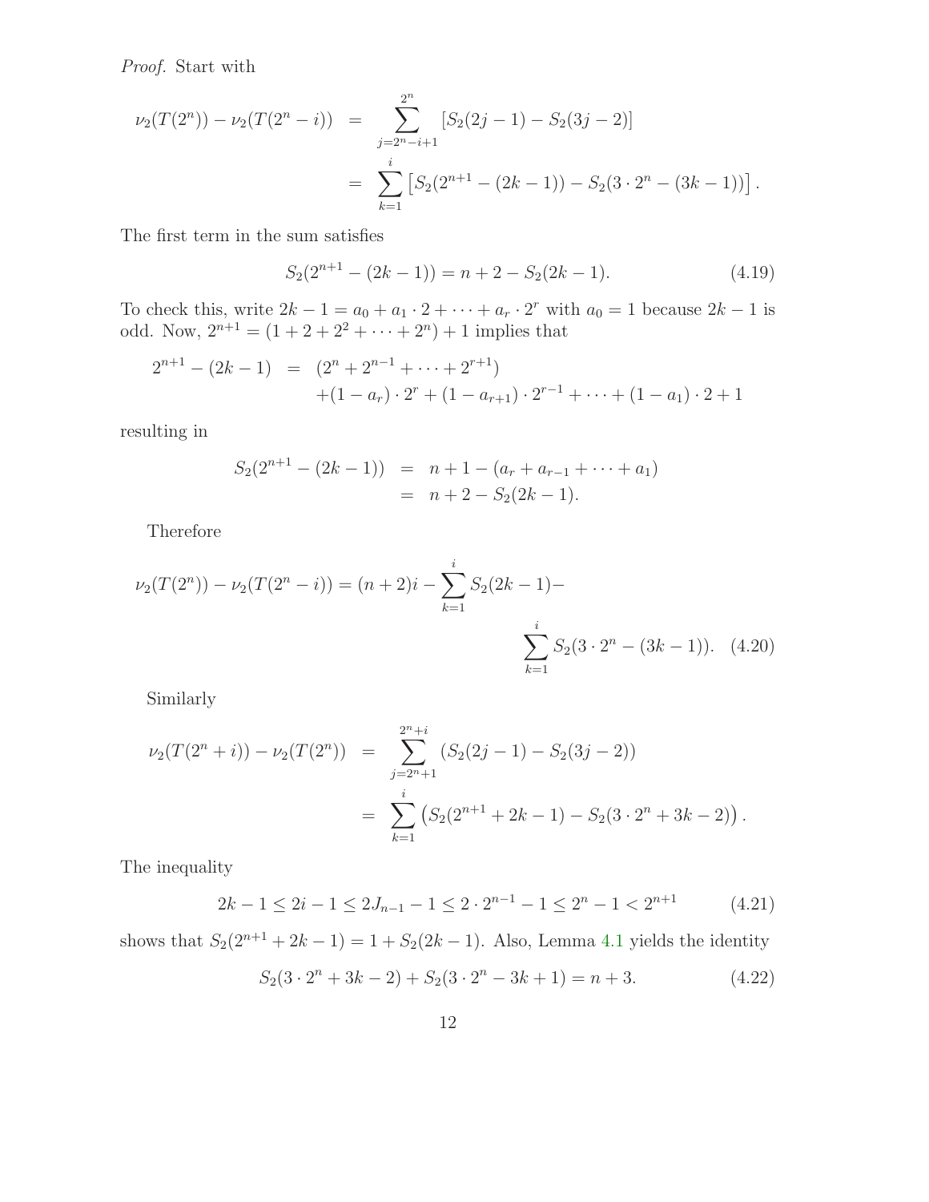*Proof.* Start with

$$
\begin{aligned}
\nu_2(T(2^n)) - \nu_2(T(2^n - i)) &= \sum_{j=2^n-i+1}^{2^n} [S_2(2j-1) - S_2(3j-2)] \\
&= \sum_{k=1}^{i} \left[ S_2(2^{n+1} - (2k-1)) - S_2(3 \cdot 2^n - (3k-1)) \right].
\end{aligned}
$$

The first term in the sum satisfies

$$
S_2(2^{n+1} - (2k-1)) = n + 2 - S_2(2k-1). \tag{4.19}
$$

To check this, write $2k - 1 = a_0 + a_1 \cdot 2 + \cdots + a_r \cdot 2^r$ with $a_0 = 1$ because $2k-1$ is odd. Now, $2^{n+1} = (1 + 2 + 2^2 + \cdots + 2^n) + 1$ implies that

$$
\begin{aligned}
2^{n+1} - (2k-1) &= (2^n + 2^{n-1} + \cdots + 2^{r+1}) \\
&\quad + (1 - a_r) \cdot 2^r + (1 - a_{r+1}) \cdot 2^{r-1} + \cdots + (1 - a_1) \cdot 2 + 1
\end{aligned}
$$

resulting in

$$
\begin{aligned}
S_2(2^{n+1} - (2k-1)) &= n + 1 - (a_r + a_{r-1} + \cdots + a_1) \\
&= n + 2 - S_2(2k-1).
\end{aligned}
$$

Therefore

$$
\nu_2(T(2^n)) - \nu_2(T(2^n - i)) = (n+2)i - \sum_{k=1}^{i} S_2(2k-1) - \sum_{k=1}^{i} S_2(3 \cdot 2^n - (3k-1)). \tag{4.20}
$$

Similarly

$$
\begin{aligned}
\nu_2(T(2^n + i)) - \nu_2(T(2^n)) &= \sum_{j=2^n+1}^{2^n+i} (S_2(2j-1) - S_2(3j-2)) \\
&= \sum_{k=1}^{i} \left( S_2(2^{n+1} + 2k - 1) - S_2(3 \cdot 2^n + 3k - 2) \right).
\end{aligned}
$$

The inequality

$$
2k - 1 \leq 2i - 1 \leq 2J_{n-1} - 1 \leq 2 \cdot 2^{n-1} - 1 \leq 2^n - 1 < 2^{n+1} \tag{4.21}
$$

shows that $S_2(2^{n+1} + 2k - 1) = 1 + S_2(2k-1)$. Also, Lemma 4.1 yields the identity

$$
S_2(3 \cdot 2^n + 3k - 2) + S_2(3 \cdot 2^n - 3k + 1) = n + 3. \tag{4.22}
$$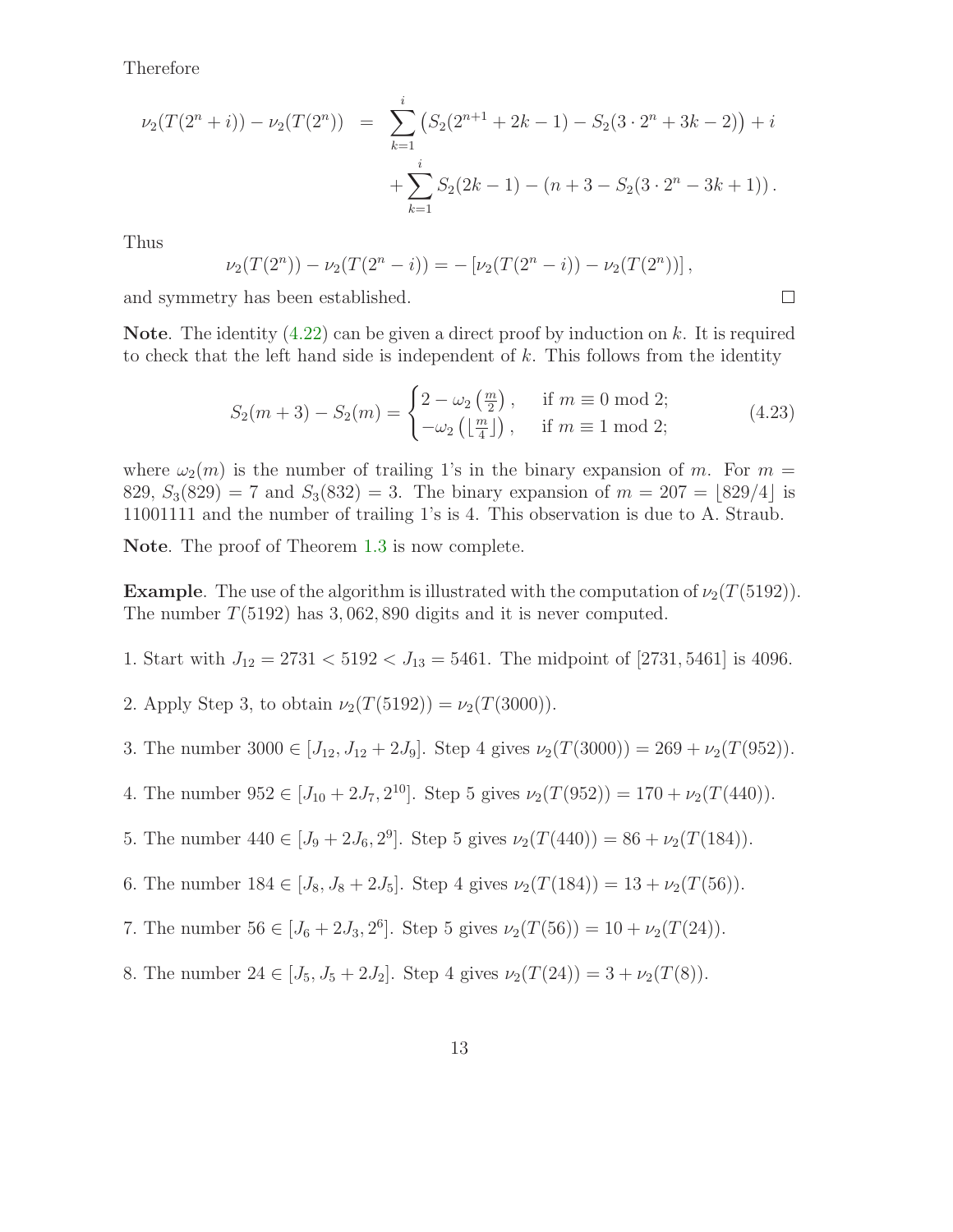Therefore

$$\begin{aligned}
\nu_2(T(2^n+i)) - \nu_2(T(2^n)) &= \sum_{k=1}^{i} \left( S_2(2^{n+1}+2k-1) - S_2(3\cdot 2^n + 3k - 2) \right) + i \\
&\quad + \sum_{k=1}^{i} S_2(2k-1) - (n+3 - S_2(3\cdot 2^n - 3k + 1)).
\end{aligned}$$

Thus

$$\nu_2(T(2^n)) - \nu_2(T(2^n - i)) = -\left[\nu_2(T(2^n - i)) - \nu_2(T(2^n))\right],$$

and symmetry has been established. □

**Note**. The identity (4.22) can be given a direct proof by induction on $k$. It is required to check that the left hand side is independent of $k$. This follows from the identity

$$S_2(m+3) - S_2(m) = \begin{cases} 2 - \omega_2\left(\frac{m}{2}\right), & \text{if } m \equiv 0 \bmod 2; \\ -\omega_2\left(\lfloor \frac{m}{4} \rfloor\right), & \text{if } m \equiv 1 \bmod 2; \end{cases} \tag{4.23}$$

where $\omega_2(m)$ is the number of trailing 1's in the binary expansion of $m$. For $m = 829$, $S_3(829) = 7$ and $S_3(832) = 3$. The binary expansion of $m = 207 = \lfloor 829/4 \rfloor$ is 11001111 and the number of trailing 1's is 4. This observation is due to A. Straub.

**Note**. The proof of Theorem 1.3 is now complete.

**Example**. The use of the algorithm is illustrated with the computation of $\nu_2(T(5192))$. The number $T(5192)$ has 3,062,890 digits and it is never computed.

1. Start with $J_{12} = 2731 < 5192 < J_{13} = 5461$. The midpoint of $[2731, 5461]$ is 4096.

2. Apply Step 3, to obtain $\nu_2(T(5192)) = \nu_2(T(3000))$.

3. The number $3000 \in [J_{12}, J_{12} + 2J_9]$. Step 4 gives $\nu_2(T(3000)) = 269 + \nu_2(T(952))$.

4. The number $952 \in [J_{10} + 2J_7, 2^{10}]$. Step 5 gives $\nu_2(T(952)) = 170 + \nu_2(T(440))$.

5. The number $440 \in [J_9 + 2J_6, 2^9]$. Step 5 gives $\nu_2(T(440)) = 86 + \nu_2(T(184))$.

6. The number $184 \in [J_8, J_8 + 2J_5]$. Step 4 gives $\nu_2(T(184)) = 13 + \nu_2(T(56))$.

7. The number $56 \in [J_6 + 2J_3, 2^6]$. Step 5 gives $\nu_2(T(56)) = 10 + \nu_2(T(24))$.

8. The number $24 \in [J_5, J_5 + 2J_2]$. Step 4 gives $\nu_2(T(24)) = 3 + \nu_2(T(8))$.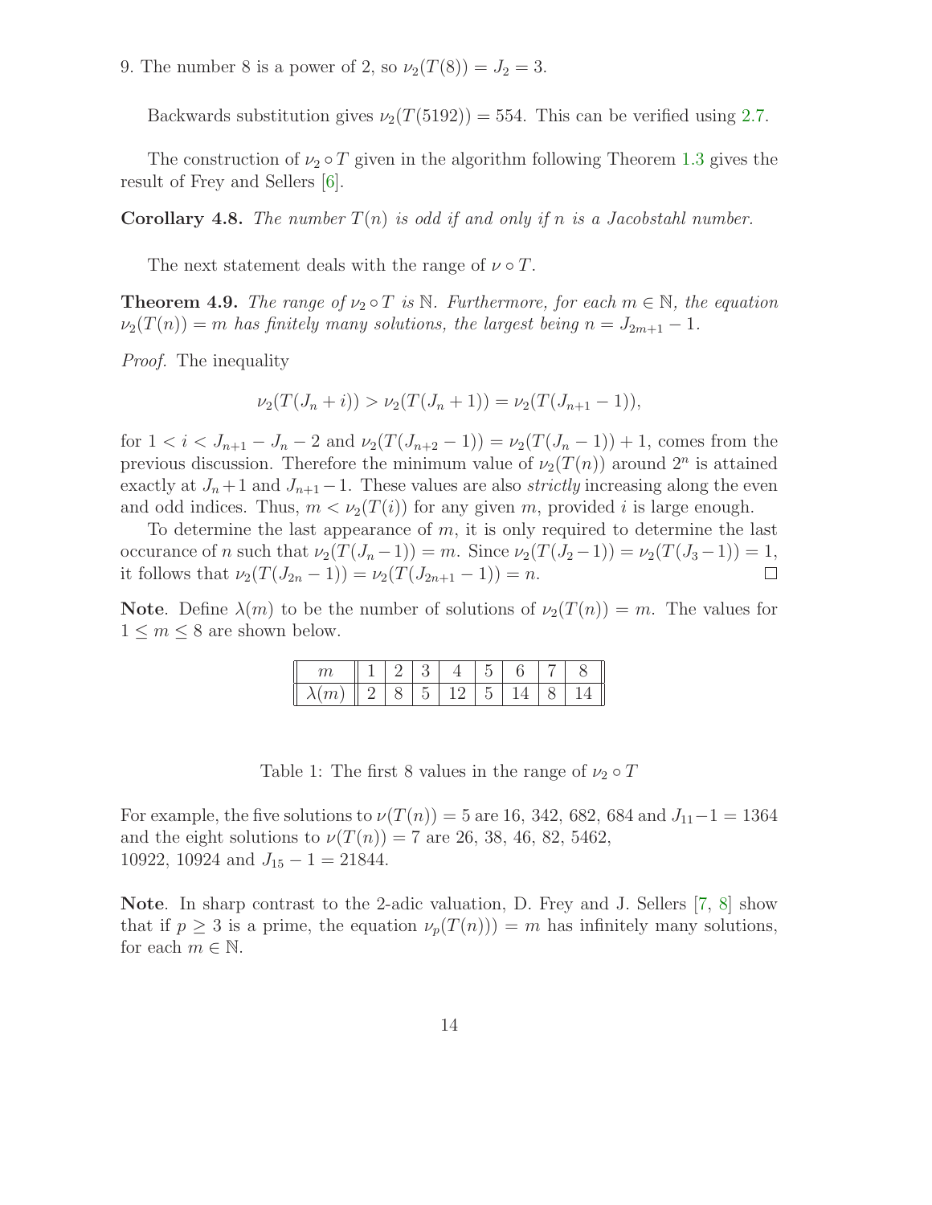9. The number 8 is a power of 2, so $\nu_2(T(8)) = J_2 = 3$.

Backwards substitution gives $\nu_2(T(5192)) = 554$. This can be verified using 2.7.

The construction of $\nu_2 \circ T$ given in the algorithm following Theorem 1.3 gives the result of Frey and Sellers [6].

**Corollary 4.8.** *The number $T(n)$ is odd if and only if $n$ is a Jacobstahl number.*

The next statement deals with the range of $\nu \circ T$.

**Theorem 4.9.** *The range of $\nu_2 \circ T$ is $\mathbb{N}$. Furthermore, for each $m \in \mathbb{N}$, the equation $\nu_2(T(n)) = m$ has finitely many solutions, the largest being $n = J_{2m+1} - 1$.*

*Proof.* The inequality

$$\nu_2(T(J_n + i)) > \nu_2(T(J_n + 1)) = \nu_2(T(J_{n+1} - 1)),$$

for $1 < i < J_{n+1} - J_n - 2$ and $\nu_2(T(J_{n+2} - 1)) = \nu_2(T(J_n - 1)) + 1$, comes from the previous discussion. Therefore the minimum value of $\nu_2(T(n))$ around $2^n$ is attained exactly at $J_n + 1$ and $J_{n+1} - 1$. These values are also *strictly* increasing along the even and odd indices. Thus, $m < \nu_2(T(i))$ for any given $m$, provided $i$ is large enough.

To determine the last appearance of $m$, it is only required to determine the last occurance of $n$ such that $\nu_2(T(J_n - 1)) = m$. Since $\nu_2(T(J_2 - 1)) = \nu_2(T(J_3 - 1)) = 1$, it follows that $\nu_2(T(J_{2n} - 1)) = \nu_2(T(J_{2n+1} - 1)) = n$. □

**Note**. Define $\lambda(m)$ to be the number of solutions of $\nu_2(T(n)) = m$. The values for $1 \leq m \leq 8$ are shown below.

| $m$ | 1 | 2 | 3 | 4 | 5 | 6 | 7 | 8 |
|---|---|---|---|---|---|---|---|---|
| $\lambda(m)$ | 2 | 8 | 5 | 12 | 5 | 14 | 8 | 14 |

Table 1: The first 8 values in the range of $\nu_2 \circ T$

For example, the five solutions to $\nu(T(n)) = 5$ are 16, 342, 682, 684 and $J_{11} - 1 = 1364$ and the eight solutions to $\nu(T(n)) = 7$ are 26, 38, 46, 82, 5462, 10922, 10924 and $J_{15} - 1 = 21844$.

**Note**. In sharp contrast to the 2-adic valuation, D. Frey and J. Sellers [7, 8] show that if $p \geq 3$ is a prime, the equation $\nu_p(T(n))) = m$ has infinitely many solutions, for each $m \in \mathbb{N}$.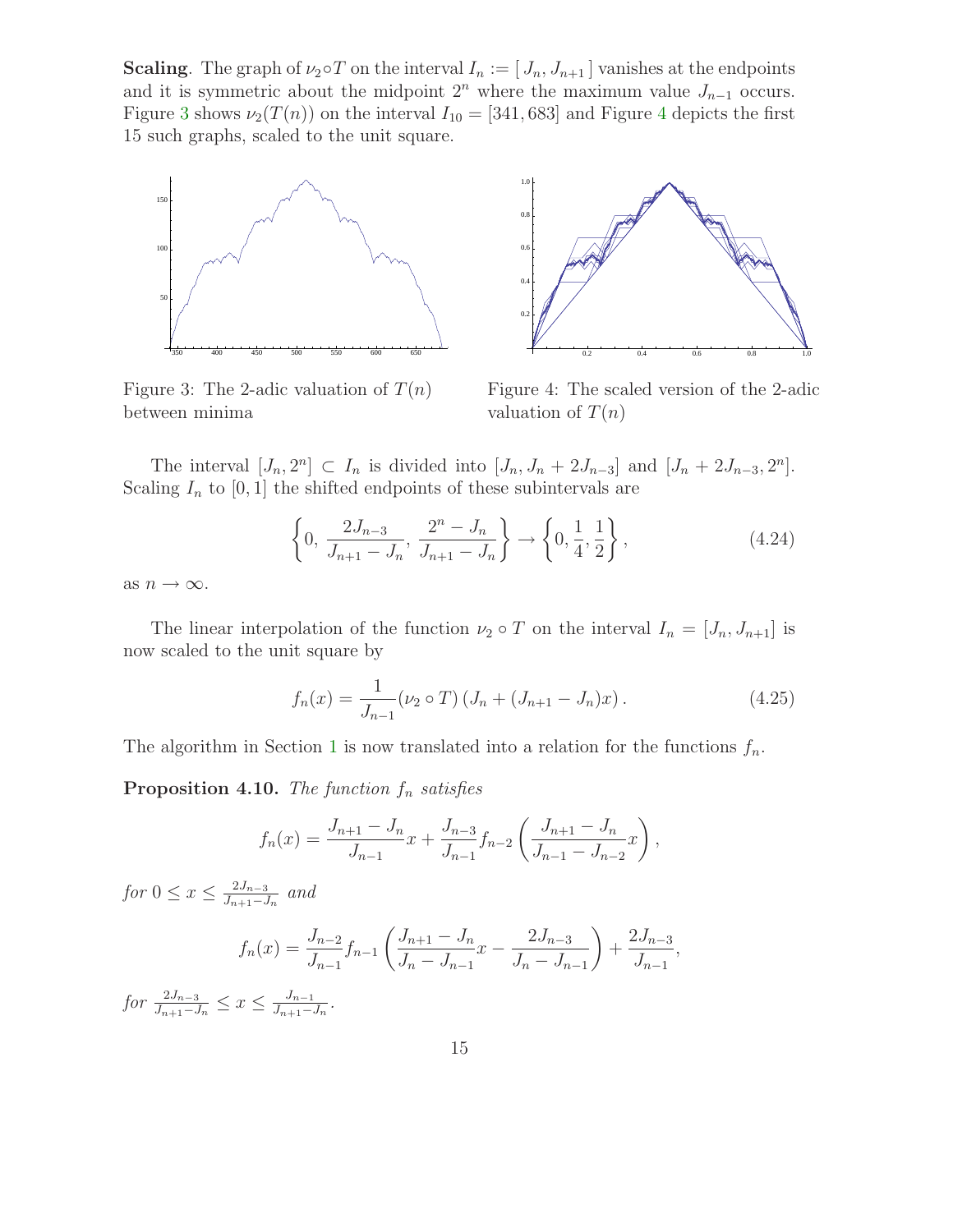**Scaling**. The graph of $\nu_2 \circ T$ on the interval $I_n := [\,J_n, J_{n+1}\,]$ vanishes at the endpoints and it is symmetric about the midpoint $2^n$ where the maximum value $J_{n-1}$ occurs. Figure 3 shows $\nu_2(T(n))$ on the interval $I_{10} = [341, 683]$ and Figure 4 depicts the first 15 such graphs, scaled to the unit square.

Figure 3: The 2-adic valuation of $T(n)$ between minima

Figure 4: The scaled version of the 2-adic valuation of $T(n)$

The interval $[J_n, 2^n] \subset I_n$ is divided into $[J_n, J_n + 2J_{n-3}]$ and $[J_n + 2J_{n-3}, 2^n]$. Scaling $I_n$ to $[0, 1]$ the shifted endpoints of these subintervals are

$$\left\{0,\, \frac{2J_{n-3}}{J_{n+1} - J_n},\, \frac{2^n - J_n}{J_{n+1} - J_n}\right\} \to \left\{0, \frac{1}{4}, \frac{1}{2}\right\}, \tag{4.24}$$

as $n \to \infty$.

The linear interpolation of the function $\nu_2 \circ T$ on the interval $I_n = [J_n, J_{n+1}]$ is now scaled to the unit square by

$$f_n(x) = \frac{1}{J_{n-1}} (\nu_2 \circ T)\,(J_n + (J_{n+1} - J_n)x)\,. \tag{4.25}$$

The algorithm in Section 1 is now translated into a relation for the functions $f_n$.

**Proposition 4.10.** *The function $f_n$ satisfies*

$$f_n(x) = \frac{J_{n+1} - J_n}{J_{n-1}} x + \frac{J_{n-3}}{J_{n-1}} f_{n-2}\left(\frac{J_{n+1} - J_n}{J_{n-1} - J_{n-2}} x\right),$$

*for* $0 \leq x \leq \frac{2J_{n-3}}{J_{n+1} - J_n}$ *and*

$$f_n(x) = \frac{J_{n-2}}{J_{n-1}} f_{n-1}\left(\frac{J_{n+1} - J_n}{J_n - J_{n-1}} x - \frac{2J_{n-3}}{J_n - J_{n-1}}\right) + \frac{2J_{n-3}}{J_{n-1}},$$

*for* $\frac{2J_{n-3}}{J_{n+1} - J_n} \leq x \leq \frac{J_{n-1}}{J_{n+1} - J_n}$.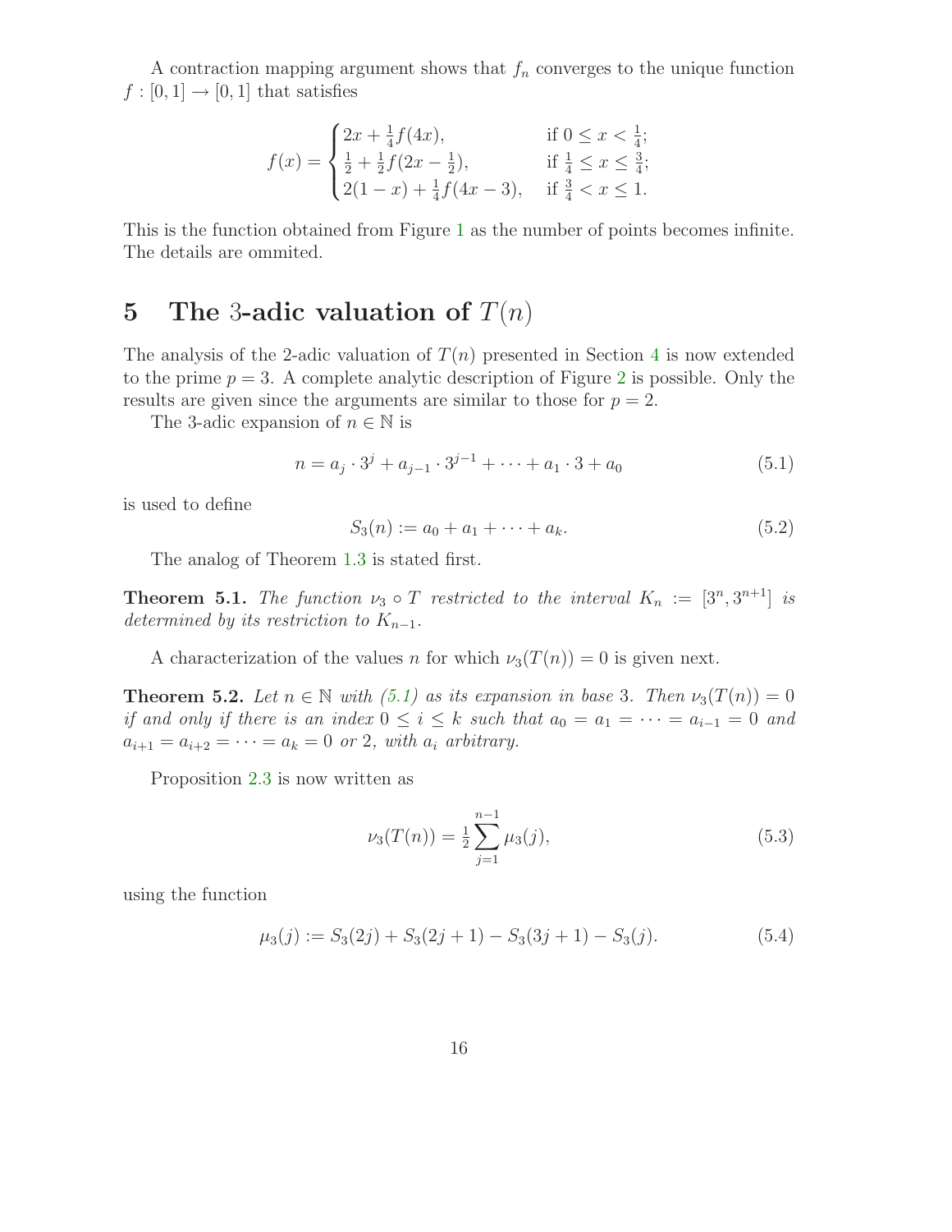A contraction mapping argument shows that $f_n$ converges to the unique function $f : [0,1] \to [0,1]$ that satisfies

$$
f(x) = \begin{cases} 2x + \frac{1}{4}f(4x), & \text{if } 0 \leq x < \frac{1}{4}; \\ \frac{1}{2} + \frac{1}{2}f(2x - \frac{1}{2}), & \text{if } \frac{1}{4} \leq x \leq \frac{3}{4}; \\ 2(1-x) + \frac{1}{4}f(4x-3), & \text{if } \frac{3}{4} < x \leq 1. \end{cases}
$$

This is the function obtained from Figure 1 as the number of points becomes infinite. The details are ommited.

# 5 The 3-adic valuation of $T(n)$

The analysis of the 2-adic valuation of $T(n)$ presented in Section 4 is now extended to the prime $p = 3$. A complete analytic description of Figure 2 is possible. Only the results are given since the arguments are similar to those for $p = 2$.

The 3-adic expansion of $n \in \mathbb{N}$ is

$$
n = a_j \cdot 3^j + a_{j-1} \cdot 3^{j-1} + \cdots + a_1 \cdot 3 + a_0 \tag{5.1}
$$

is used to define

$$
S_3(n) := a_0 + a_1 + \cdots + a_k. \tag{5.2}
$$

The analog of Theorem 1.3 is stated first.

**Theorem 5.1.** *The function $\nu_3 \circ T$ restricted to the interval $K_n := [3^n, 3^{n+1}]$ is determined by its restriction to $K_{n-1}$.*

A characterization of the values $n$ for which $\nu_3(T(n)) = 0$ is given next.

**Theorem 5.2.** *Let $n \in \mathbb{N}$ with (5.1) as its expansion in base 3. Then $\nu_3(T(n)) = 0$ if and only if there is an index $0 \leq i \leq k$ such that $a_0 = a_1 = \cdots = a_{i-1} = 0$ and $a_{i+1} = a_{i+2} = \cdots = a_k = 0$ or 2, with $a_i$ arbitrary.*

Proposition 2.3 is now written as

$$
\nu_3(T(n)) = \frac{1}{2} \sum_{j=1}^{n-1} \mu_3(j), \tag{5.3}
$$

using the function

$$
\mu_3(j) := S_3(2j) + S_3(2j+1) - S_3(3j+1) - S_3(j). \tag{5.4}
$$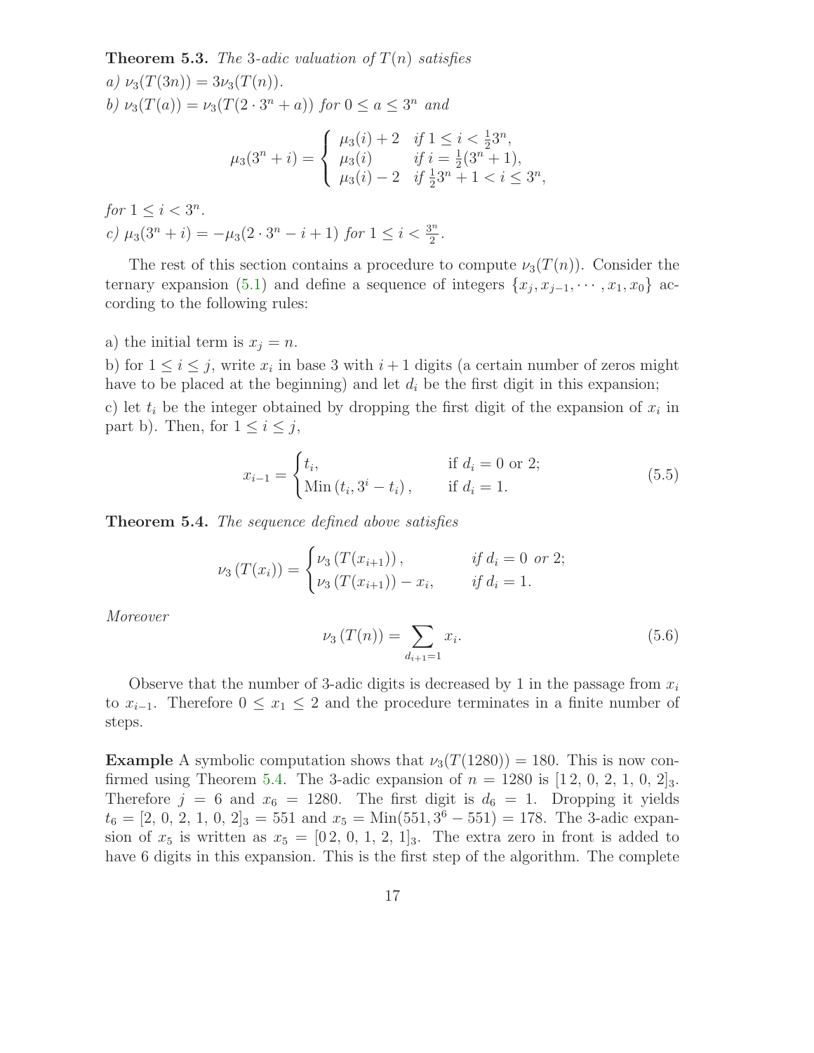**Theorem 5.3.** *The 3-adic valuation of $T(n)$ satisfies*

*a)* $\nu_3(T(3n)) = 3\nu_3(T(n))$.

*b)* $\nu_3(T(a)) = \nu_3(T(2\cdot 3^n + a))$ *for* $0 \leq a \leq 3^n$ *and*

$$\mu_3(3^n + i) = \begin{cases} \mu_3(i) + 2 & \text{if } 1 \leq i < \frac{1}{2}3^n, \\ \mu_3(i) & \text{if } i = \frac{1}{2}(3^n + 1), \\ \mu_3(i) - 2 & \text{if } \frac{1}{2}3^n + 1 < i \leq 3^n, \end{cases}$$

*for* $1 \leq i < 3^n$.

*c)* $\mu_3(3^n + i) = -\mu_3(2\cdot 3^n - i + 1)$ *for* $1 \leq i < \frac{3^n}{2}$.

The rest of this section contains a procedure to compute $\nu_3(T(n))$. Consider the ternary expansion (5.1) and define a sequence of integers $\{x_j, x_{j-1}, \cdots, x_1, x_0\}$ according to the following rules:

a) the initial term is $x_j = n$.

b) for $1 \leq i \leq j$, write $x_i$ in base 3 with $i+1$ digits (a certain number of zeros might have to be placed at the beginning) and let $d_i$ be the first digit in this expansion;

c) let $t_i$ be the integer obtained by dropping the first digit of the expansion of $x_i$ in part b). Then, for $1 \leq i \leq j$,

$$x_{i-1} = \begin{cases} t_i, & \text{if } d_i = 0 \text{ or } 2; \\ \text{Min}\left(t_i, 3^i - t_i\right), & \text{if } d_i = 1. \end{cases} \tag{5.5}$$

**Theorem 5.4.** *The sequence defined above satisfies*

$$\nu_3\left(T(x_i)\right) = \begin{cases} \nu_3\left(T(x_{i+1})\right), & \text{if } d_i = 0 \text{ or } 2; \\ \nu_3\left(T(x_{i+1})\right) - x_i, & \text{if } d_i = 1. \end{cases}$$

*Moreover*

$$\nu_3\left(T(n)\right) = \sum_{d_{i+1}=1} x_i. \tag{5.6}$$

Observe that the number of 3-adic digits is decreased by 1 in the passage from $x_i$ to $x_{i-1}$. Therefore $0 \leq x_1 \leq 2$ and the procedure terminates in a finite number of steps.

**Example** A symbolic computation shows that $\nu_3(T(1280)) = 180$. This is now confirmed using Theorem 5.4. The 3-adic expansion of $n = 1280$ is $[1\,2,\, 0,\, 2,\, 1,\, 0,\, 2]_3$. Therefore $j = 6$ and $x_6 = 1280$. The first digit is $d_6 = 1$. Dropping it yields $t_6 = [2,\, 0,\, 2,\, 1,\, 0,\, 2]_3 = 551$ and $x_5 = \text{Min}(551, 3^6 - 551) = 178$. The 3-adic expansion of $x_5$ is written as $x_5 = [0\,2,\, 0,\, 1,\, 2,\, 1]_3$. The extra zero in front is added to have 6 digits in this expansion. This is the first step of the algorithm. The complete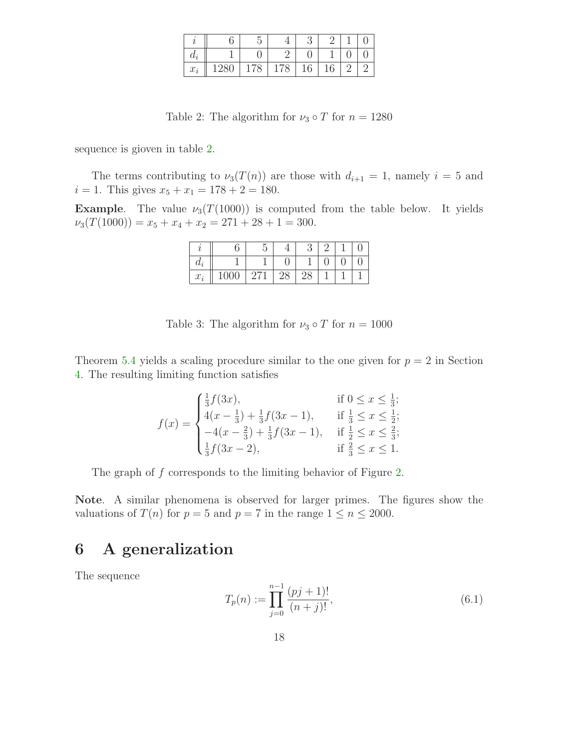| $i$ | 6 | 5 | 4 | 3 | 2 | 1 | 0 |
|---|---|---|---|---|---|---|---|
| $d_i$ | 1 | 0 | 2 | 0 | 1 | 0 | 0 |
| $x_i$ | 1280 | 178 | 178 | 16 | 16 | 2 | 2 |

Table 2: The algorithm for $\nu_3 \circ T$ for $n = 1280$

sequence is gioven in table 2.

The terms contributing to $\nu_3(T(n))$ are those with $d_{i+1} = 1$, namely $i = 5$ and $i = 1$. This gives $x_5 + x_1 = 178 + 2 = 180$.

**Example**. The value $\nu_3(T(1000))$ is computed from the table below. It yields $\nu_3(T(1000)) = x_5 + x_4 + x_2 = 271 + 28 + 1 = 300$.

| $i$ | 6 | 5 | 4 | 3 | 2 | 1 | 0 |
|---|---|---|---|---|---|---|---|
| $d_i$ | 1 | 1 | 0 | 1 | 0 | 0 | 0 |
| $x_i$ | 1000 | 271 | 28 | 28 | 1 | 1 | 1 |

Table 3: The algorithm for $\nu_3 \circ T$ for $n = 1000$

Theorem 5.4 yields a scaling procedure similar to the one given for $p = 2$ in Section 4. The resulting limiting function satisfies

$$f(x) = \begin{cases} \frac{1}{3}f(3x), & \text{if } 0 \leq x \leq \frac{1}{3}; \\ 4(x - \frac{1}{3}) + \frac{1}{3}f(3x - 1), & \text{if } \frac{1}{3} \leq x \leq \frac{1}{2}; \\ -4(x - \frac{2}{3}) + \frac{1}{3}f(3x - 1), & \text{if } \frac{1}{2} \leq x \leq \frac{2}{3}; \\ \frac{1}{3}f(3x - 2), & \text{if } \frac{2}{3} \leq x \leq 1. \end{cases}$$

The graph of $f$ corresponds to the limiting behavior of Figure 2.

**Note**. A similar phenomena is observed for larger primes. The figures show the valuations of $T(n)$ for $p = 5$ and $p = 7$ in the range $1 \leq n \leq 2000$.

## 6 A generalization

The sequence

$$T_p(n) := \prod_{j=0}^{n-1} \frac{(pj + 1)!}{(n + j)!}, \tag{6.1}$$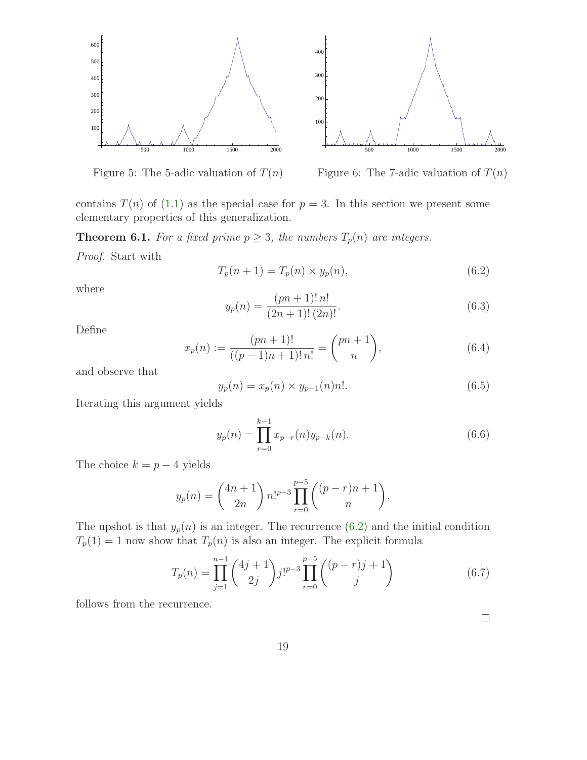Figure 5: The 5-adic valuation of $T(n)$

Figure 6: The 7-adic valuation of $T(n)$

contains $T(n)$ of (1.1) as the special case for $p = 3$. In this section we present some elementary properties of this generalization.

**Theorem 6.1.** *For a fixed prime $p \geq 3$, the numbers $T_p(n)$ are integers.*

*Proof.* Start with

$$T_p(n+1) = T_p(n) \times y_p(n), \tag{6.2}$$

where

$$y_p(n) = \frac{(pn+1)!\, n!}{(2n+1)!\, (2n)!}. \tag{6.3}$$

Define

$$x_p(n) := \frac{(pn+1)!}{((p-1)n+1)!\, n!} = \binom{pn+1}{n}, \tag{6.4}$$

and observe that

$$y_p(n) = x_p(n) \times y_{p-1}(n) n!. \tag{6.5}$$

Iterating this argument yields

$$y_p(n) = \prod_{r=0}^{k-1} x_{p-r}(n) y_{p-k}(n). \tag{6.6}$$

The choice $k = p - 4$ yields

$$y_p(n) = \binom{4n+1}{2n} n!^{p-3} \prod_{r=0}^{p-5} \binom{(p-r)n+1}{n}.$$

The upshot is that $y_p(n)$ is an integer. The recurrence (6.2) and the initial condition $T_p(1) = 1$ now show that $T_p(n)$ is also an integer. The explicit formula

$$T_p(n) = \prod_{j=1}^{n-1} \binom{4j+1}{2j} j!^{p-3} \prod_{r=0}^{p-5} \binom{(p-r)j+1}{j} \tag{6.7}$$

follows from the recurrence.

□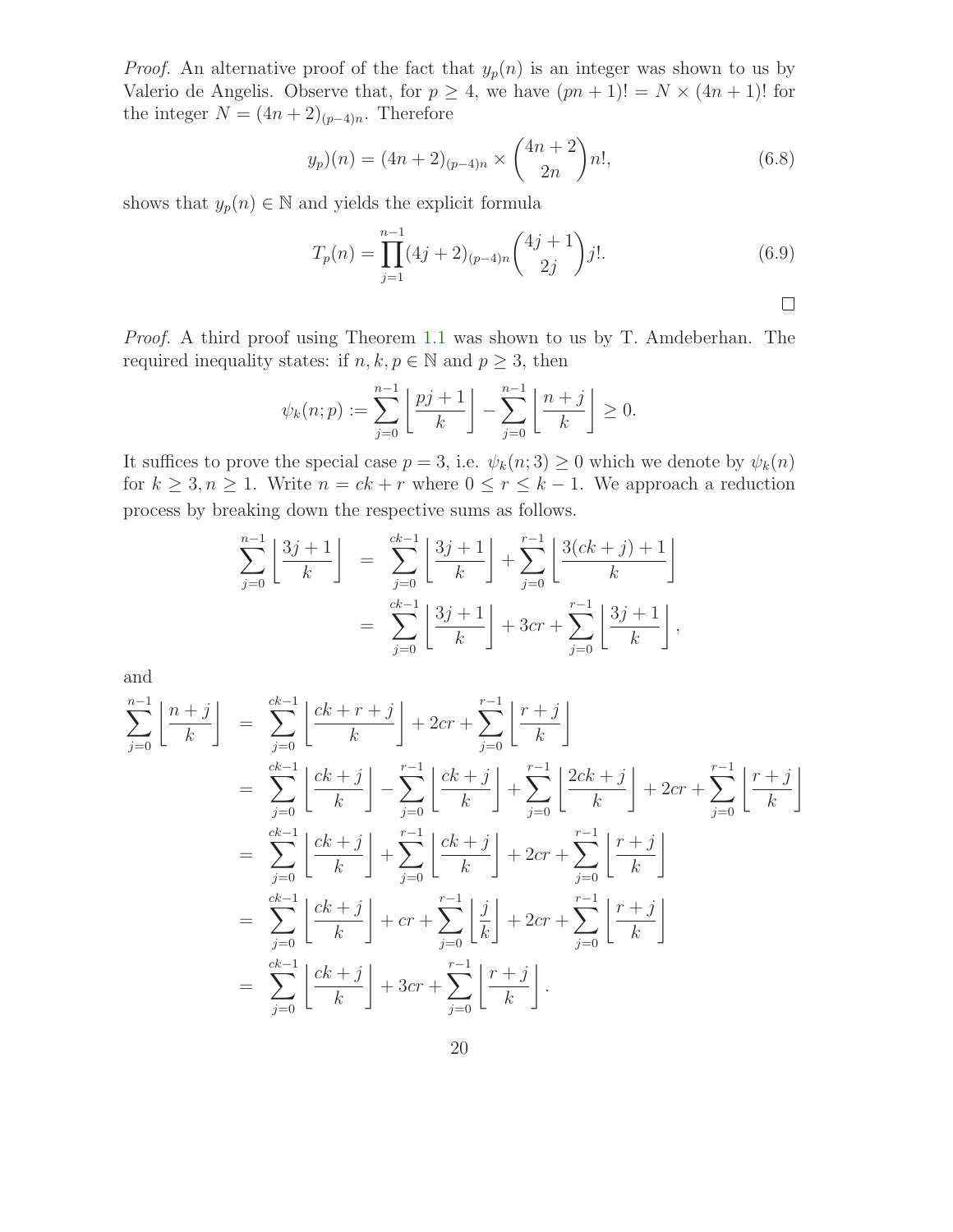*Proof.* An alternative proof of the fact that $y_p(n)$ is an integer was shown to us by Valerio de Angelis. Observe that, for $p \geq 4$, we have $(pn+1)! = N \times (4n+1)!$ for the integer $N = (4n+2)_{(p-4)n}$. Therefore

$$y_p)(n) = (4n+2)_{(p-4)n} \times \binom{4n+2}{2n} n!, \tag{6.8}$$

shows that $y_p(n) \in \mathbb{N}$ and yields the explicit formula

$$T_p(n) = \prod_{j=1}^{n-1} (4j+2)_{(p-4)n} \binom{4j+1}{2j} j!. \tag{6.9}$$

$\square$

*Proof.* A third proof using Theorem 1.1 was shown to us by T. Amdeberhan. The required inequality states: if $n, k, p \in \mathbb{N}$ and $p \geq 3$, then

$$\psi_k(n;p) := \sum_{j=0}^{n-1} \left\lfloor \frac{pj+1}{k} \right\rfloor - \sum_{j=0}^{n-1} \left\lfloor \frac{n+j}{k} \right\rfloor \geq 0.$$

It suffices to prove the special case $p = 3$, i.e. $\psi_k(n;3) \geq 0$ which we denote by $\psi_k(n)$ for $k \geq 3, n \geq 1$. Write $n = ck + r$ where $0 \leq r \leq k-1$. We approach a reduction process by breaking down the respective sums as follows.

$$\begin{aligned}
\sum_{j=0}^{n-1} \left\lfloor \frac{3j+1}{k} \right\rfloor &= \sum_{j=0}^{ck-1} \left\lfloor \frac{3j+1}{k} \right\rfloor + \sum_{j=0}^{r-1} \left\lfloor \frac{3(ck+j)+1}{k} \right\rfloor \\
&= \sum_{j=0}^{ck-1} \left\lfloor \frac{3j+1}{k} \right\rfloor + 3cr + \sum_{j=0}^{r-1} \left\lfloor \frac{3j+1}{k} \right\rfloor,
\end{aligned}$$

and

$$\begin{aligned}
\sum_{j=0}^{n-1} \left\lfloor \frac{n+j}{k} \right\rfloor &= \sum_{j=0}^{ck-1} \left\lfloor \frac{ck+r+j}{k} \right\rfloor + 2cr + \sum_{j=0}^{r-1} \left\lfloor \frac{r+j}{k} \right\rfloor \\
&= \sum_{j=0}^{ck-1} \left\lfloor \frac{ck+j}{k} \right\rfloor - \sum_{j=0}^{r-1} \left\lfloor \frac{ck+j}{k} \right\rfloor + \sum_{j=0}^{r-1} \left\lfloor \frac{2ck+j}{k} \right\rfloor + 2cr + \sum_{j=0}^{r-1} \left\lfloor \frac{r+j}{k} \right\rfloor \\
&= \sum_{j=0}^{ck-1} \left\lfloor \frac{ck+j}{k} \right\rfloor + \sum_{j=0}^{r-1} \left\lfloor \frac{ck+j}{k} \right\rfloor + 2cr + \sum_{j=0}^{r-1} \left\lfloor \frac{r+j}{k} \right\rfloor \\
&= \sum_{j=0}^{ck-1} \left\lfloor \frac{ck+j}{k} \right\rfloor + cr + \sum_{j=0}^{r-1} \left\lfloor \frac{j}{k} \right\rfloor + 2cr + \sum_{j=0}^{r-1} \left\lfloor \frac{r+j}{k} \right\rfloor \\
&= \sum_{j=0}^{ck-1} \left\lfloor \frac{ck+j}{k} \right\rfloor + 3cr + \sum_{j=0}^{r-1} \left\lfloor \frac{r+j}{k} \right\rfloor.
\end{aligned}$$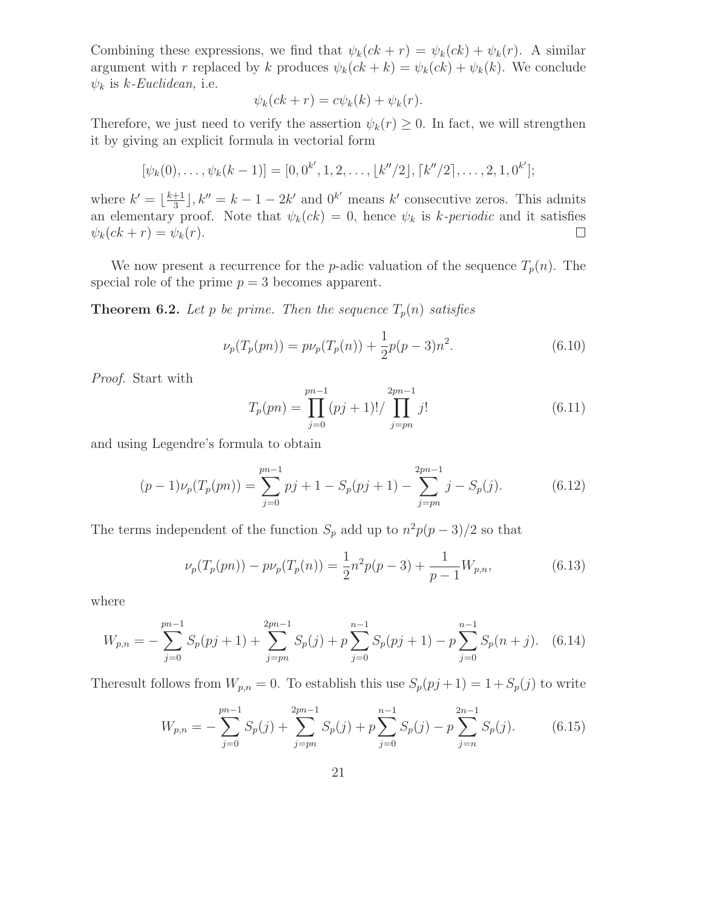Combining these expressions, we find that $\psi_k(ck+r) = \psi_k(ck) + \psi_k(r)$. A similar argument with $r$ replaced by $k$ produces $\psi_k(ck+k) = \psi_k(ck) + \psi_k(k)$. We conclude $\psi_k$ is *k-Euclidean,* i.e.

$$\psi_k(ck+r) = c\psi_k(k) + \psi_k(r).$$

Therefore, we just need to verify the assertion $\psi_k(r) \geq 0$. In fact, we will strengthen it by giving an explicit formula in vectorial form

$$[\psi_k(0), \ldots, \psi_k(k-1)] = [0, 0^{k'}, 1, 2, \ldots, \lfloor k''/2 \rfloor, \lceil k''/2 \rceil, \ldots, 2, 1, 0^{k'}];$$

where $k' = \lfloor \frac{k+1}{3} \rfloor$, $k'' = k - 1 - 2k'$ and $0^{k'}$ means $k'$ consecutive zeros. This admits an elementary proof. Note that $\psi_k(ck) = 0$, hence $\psi_k$ is *k-periodic* and it satisfies $\psi_k(ck+r) = \psi_k(r)$. □

We now present a recurrence for the $p$-adic valuation of the sequence $T_p(n)$. The special role of the prime $p=3$ becomes apparent.

**Theorem 6.2.** *Let $p$ be prime. Then the sequence $T_p(n)$ satisfies*

$$\nu_p(T_p(pn)) = p\nu_p(T_p(n)) + \frac{1}{2}p(p-3)n^2. \tag{6.10}$$

*Proof.* Start with

$$T_p(pn) = \prod_{j=0}^{pn-1} (pj+1)!/\prod_{j=pn}^{2pn-1} j! \tag{6.11}$$

and using Legendre's formula to obtain

$$(p-1)\nu_p(T_p(pn)) = \sum_{j=0}^{pn-1} pj + 1 - S_p(pj+1) - \sum_{j=pn}^{2pn-1} j - S_p(j). \tag{6.12}$$

The terms independent of the function $S_p$ add up to $n^2 p(p-3)/2$ so that

$$\nu_p(T_p(pn)) - p\nu_p(T_p(n)) = \frac{1}{2}n^2 p(p-3) + \frac{1}{p-1}W_{p,n}, \tag{6.13}$$

where

$$W_{p,n} = -\sum_{j=0}^{pn-1} S_p(pj+1) + \sum_{j=pn}^{2pn-1} S_p(j) + p\sum_{j=0}^{n-1} S_p(pj+1) - p\sum_{j=0}^{n-1} S_p(n+j). \tag{6.14}$$

Theresult follows from $W_{p,n} = 0$. To establish this use $S_p(pj+1) = 1 + S_p(j)$ to write

$$W_{p,n} = -\sum_{j=0}^{pn-1} S_p(j) + \sum_{j=pn}^{2pn-1} S_p(j) + p\sum_{j=0}^{n-1} S_p(j) - p\sum_{j=n}^{2n-1} S_p(j). \tag{6.15}$$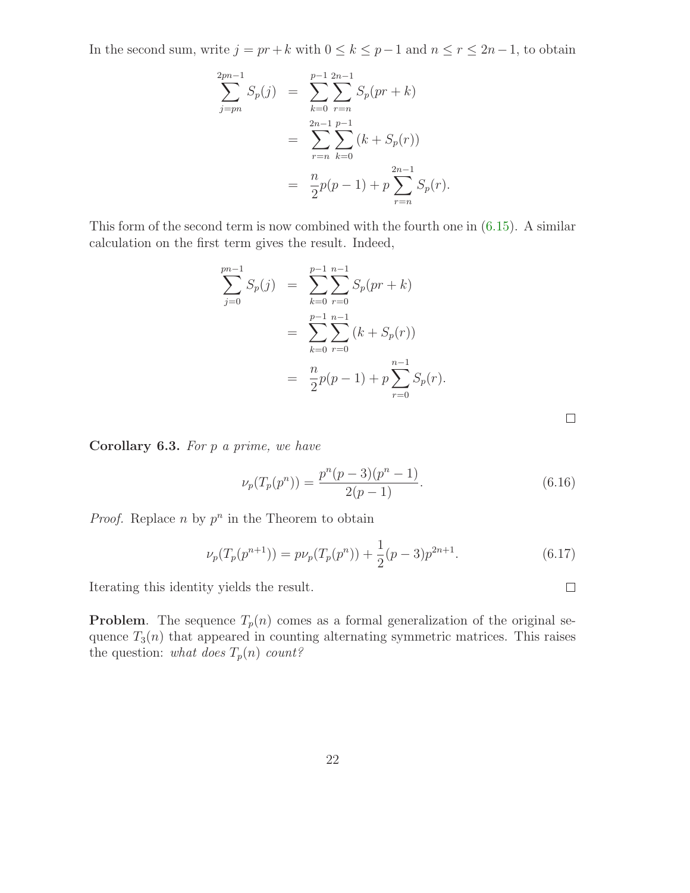In the second sum, write $j = pr + k$ with $0 \leq k \leq p-1$ and $n \leq r \leq 2n-1$, to obtain

$$
\begin{aligned}
\sum_{j=pn}^{2pn-1} S_p(j) &= \sum_{k=0}^{p-1} \sum_{r=n}^{2n-1} S_p(pr+k) \\
&= \sum_{r=n}^{2n-1} \sum_{k=0}^{p-1} (k + S_p(r)) \\
&= \frac{n}{2} p(p-1) + p \sum_{r=n}^{2n-1} S_p(r).
\end{aligned}
$$

This form of the second term is now combined with the fourth one in (6.15). A similar calculation on the first term gives the result. Indeed,

$$
\begin{aligned}
\sum_{j=0}^{pn-1} S_p(j) &= \sum_{k=0}^{p-1} \sum_{r=0}^{n-1} S_p(pr+k) \\
&= \sum_{k=0}^{p-1} \sum_{r=0}^{n-1} (k + S_p(r)) \\
&= \frac{n}{2} p(p-1) + p \sum_{r=0}^{n-1} S_p(r).
\end{aligned}
$$

□

**Corollary 6.3.** *For $p$ a prime, we have*

$$
\nu_p(T_p(p^n)) = \frac{p^n(p-3)(p^n-1)}{2(p-1)}. \tag{6.16}
$$

*Proof.* Replace $n$ by $p^n$ in the Theorem to obtain

$$
\nu_p(T_p(p^{n+1})) = p\nu_p(T_p(p^n)) + \frac{1}{2}(p-3)p^{2n+1}. \tag{6.17}
$$

Iterating this identity yields the result. □

**Problem**. The sequence $T_p(n)$ comes as a formal generalization of the original sequence $T_3(n)$ that appeared in counting alternating symmetric matrices. This raises the question: *what does $T_p(n)$ count?*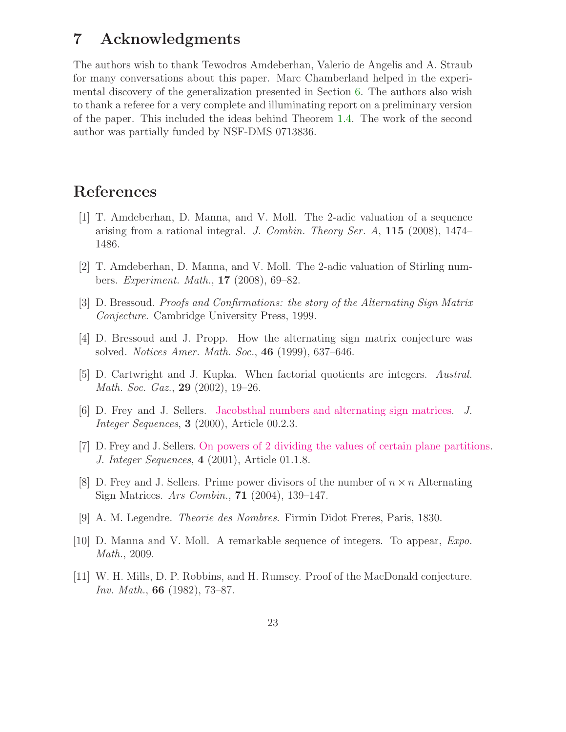## 7 Acknowledgments

The authors wish to thank Tewodros Amdeberhan, Valerio de Angelis and A. Straub for many conversations about this paper. Marc Chamberland helped in the experimental discovery of the generalization presented in Section 6. The authors also wish to thank a referee for a very complete and illuminating report on a preliminary version of the paper. This included the ideas behind Theorem 1.4. The work of the second author was partially funded by NSF-DMS 0713836.

## References

[1] T. Amdeberhan, D. Manna, and V. Moll. The 2-adic valuation of a sequence arising from a rational integral. *J. Combin. Theory Ser. A*, **115** (2008), 1474–1486.

[2] T. Amdeberhan, D. Manna, and V. Moll. The 2-adic valuation of Stirling numbers. *Experiment. Math.*, **17** (2008), 69–82.

[3] D. Bressoud. *Proofs and Confirmations: the story of the Alternating Sign Matrix Conjecture*. Cambridge University Press, 1999.

[4] D. Bressoud and J. Propp. How the alternating sign matrix conjecture was solved. *Notices Amer. Math. Soc.*, **46** (1999), 637–646.

[5] D. Cartwright and J. Kupka. When factorial quotients are integers. *Austral. Math. Soc. Gaz.*, **29** (2002), 19–26.

[6] D. Frey and J. Sellers. Jacobsthal numbers and alternating sign matrices. *J. Integer Sequences*, **3** (2000), Article 00.2.3.

[7] D. Frey and J. Sellers. On powers of 2 dividing the values of certain plane partitions. *J. Integer Sequences*, **4** (2001), Article 01.1.8.

[8] D. Frey and J. Sellers. Prime power divisors of the number of $n \times n$ Alternating Sign Matrices. *Ars Combin.*, **71** (2004), 139–147.

[9] A. M. Legendre. *Theorie des Nombres*. Firmin Didot Freres, Paris, 1830.

[10] D. Manna and V. Moll. A remarkable sequence of integers. To appear, *Expo. Math.*, 2009.

[11] W. H. Mills, D. P. Robbins, and H. Rumsey. Proof of the MacDonald conjecture. *Inv. Math.*, **66** (1982), 73–87.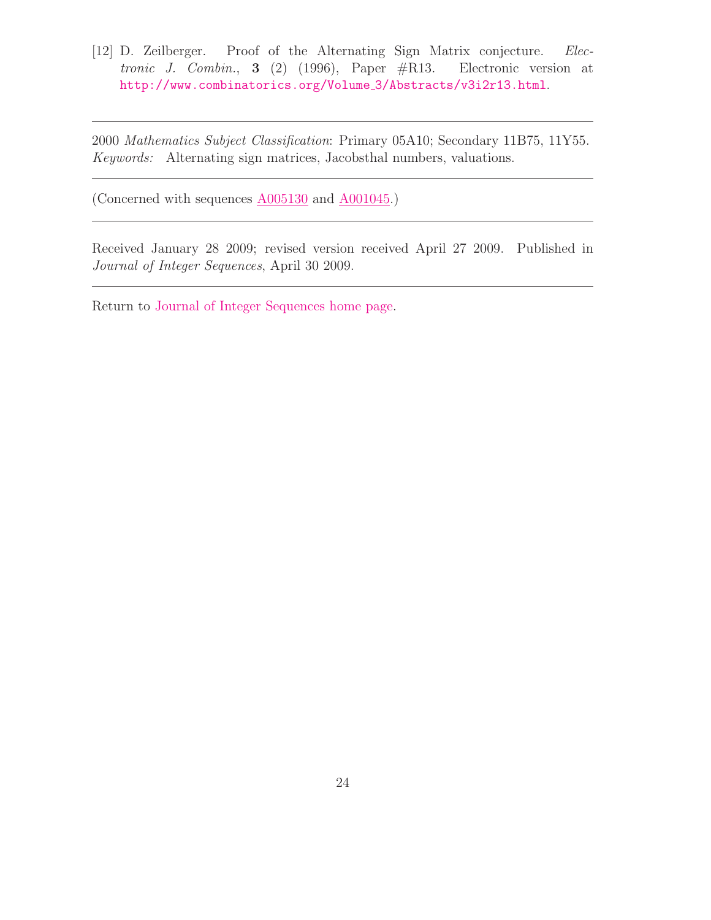[12] D. Zeilberger. Proof of the Alternating Sign Matrix conjecture. *Electronic J. Combin.*, **3** (2) (1996), Paper #R13. Electronic version at http://www.combinatorics.org/Volume_3/Abstracts/v3i2r13.html.

---

2000 *Mathematics Subject Classification*: Primary 05A10; Secondary 11B75, 11Y55.
*Keywords:* Alternating sign matrices, Jacobsthal numbers, valuations.

---

(Concerned with sequences A005130 and A001045.)

---

Received January 28 2009; revised version received April 27 2009. Published in *Journal of Integer Sequences*, April 30 2009.

---

Return to Journal of Integer Sequences home page.